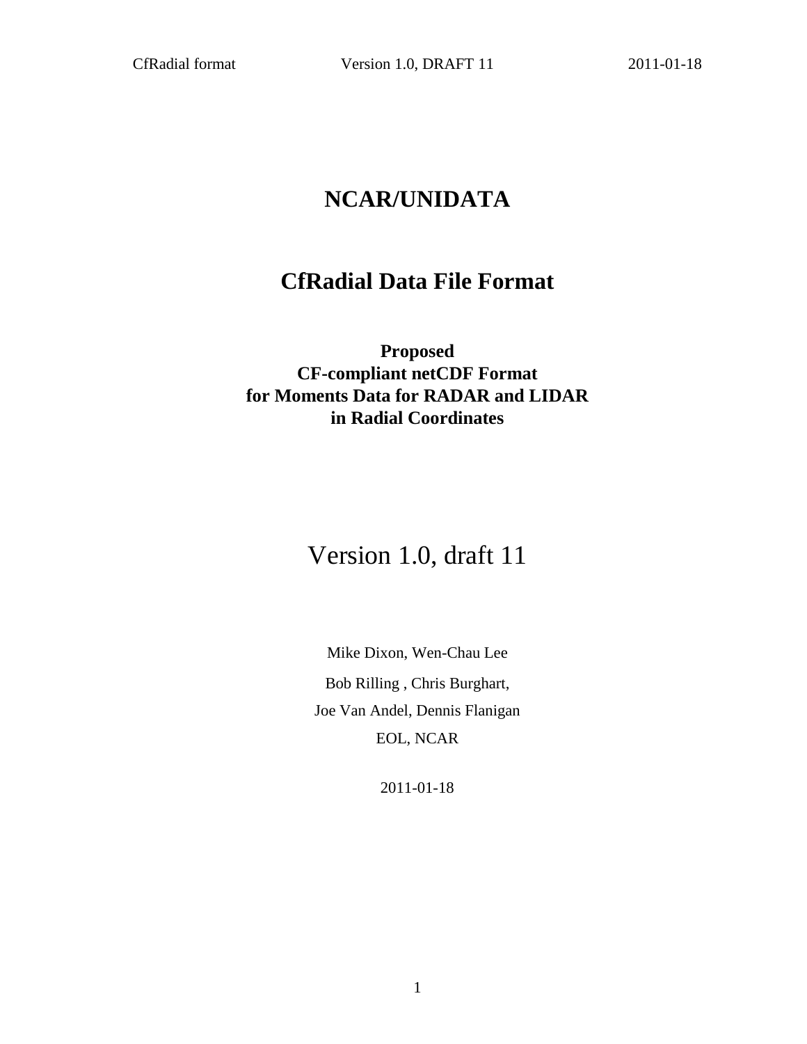# NCAR/UNIDATA

# CfRadial Data File Format

**Proposed**
**CF-compliant netCDF Format**
**for Moments Data for RADAR and LIDAR**
**in Radial Coordinates**

Version 1.0, draft 11

Mike Dixon, Wen-Chau Lee

Bob Rilling , Chris Burghart,

Joe Van Andel, Dennis Flanigan

EOL, NCAR

2011-01-18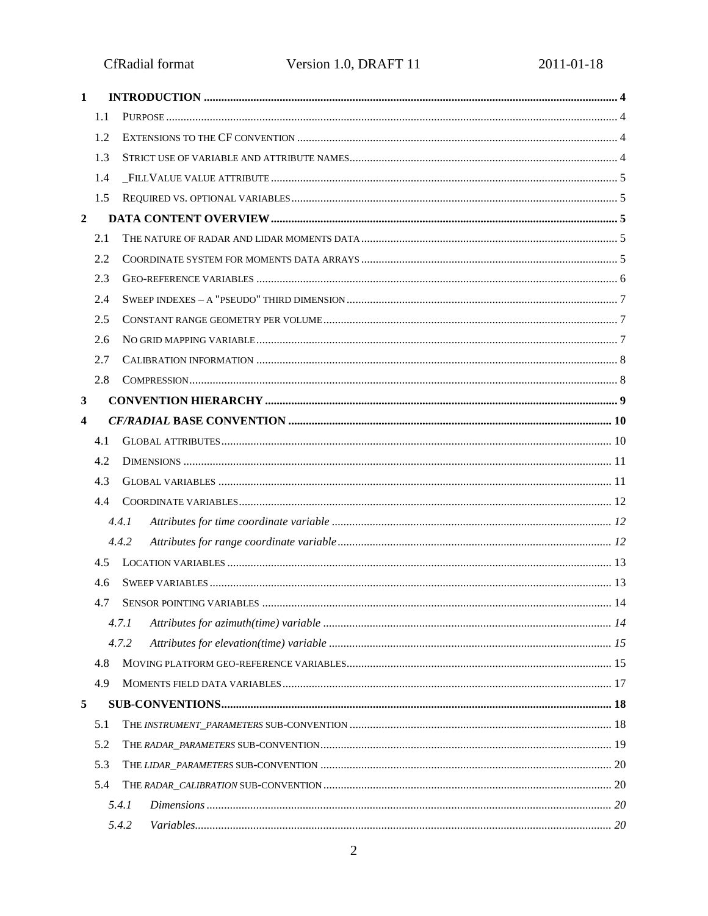1 **INTRODUCTION** ........ 4

- 1.1 PURPOSE ........ 4
- 1.2 EXTENSIONS TO THE CF CONVENTION ........ 4
- 1.3 STRICT USE OF VARIABLE AND ATTRIBUTE NAMES ........ 4
- 1.4 _FILLVALUE VALUE ATTRIBUTE ........ 5
- 1.5 REQUIRED VS. OPTIONAL VARIABLES ........ 5

2 **DATA CONTENT OVERVIEW** ........ 5

- 2.1 THE NATURE OF RADAR AND LIDAR MOMENTS DATA ........ 5
- 2.2 COORDINATE SYSTEM FOR MOMENTS DATA ARRAYS ........ 5
- 2.3 GEO-REFERENCE VARIABLES ........ 6
- 2.4 SWEEP INDEXES – A "PSEUDO" THIRD DIMENSION ........ 7
- 2.5 CONSTANT RANGE GEOMETRY PER VOLUME ........ 7
- 2.6 NO GRID MAPPING VARIABLE ........ 7
- 2.7 CALIBRATION INFORMATION ........ 8
- 2.8 COMPRESSION ........ 8

3 **CONVENTION HIERARCHY** ........ 9

4 ***CF/RADIAL* BASE CONVENTION** ........ 10

- 4.1 GLOBAL ATTRIBUTES ........ 10
- 4.2 DIMENSIONS ........ 11
- 4.3 GLOBAL VARIABLES ........ 11
- 4.4 COORDINATE VARIABLES ........ 12
  - *4.4.1 Attributes for time coordinate variable* ........ 12
  - *4.4.2 Attributes for range coordinate variable* ........ 12
- 4.5 LOCATION VARIABLES ........ 13
- 4.6 SWEEP VARIABLES ........ 13
- 4.7 SENSOR POINTING VARIABLES ........ 14
  - *4.7.1 Attributes for azimuth(time) variable* ........ 14
  - *4.7.2 Attributes for elevation(time) variable* ........ 15
- 4.8 MOVING PLATFORM GEO-REFERENCE VARIABLES ........ 15
- 4.9 MOMENTS FIELD DATA VARIABLES ........ 17

5 **SUB-CONVENTIONS** ........ 18

- 5.1 THE *INSTRUMENT_PARAMETERS* SUB-CONVENTION ........ 18
- 5.2 THE *RADAR_PARAMETERS* SUB-CONVENTION ........ 19
- 5.3 THE *LIDAR_PARAMETERS* SUB-CONVENTION ........ 20
- 5.4 THE *RADAR_CALIBRATION* SUB-CONVENTION ........ 20
  - *5.4.1 Dimensions* ........ 20
  - *5.4.2 Variables* ........ 20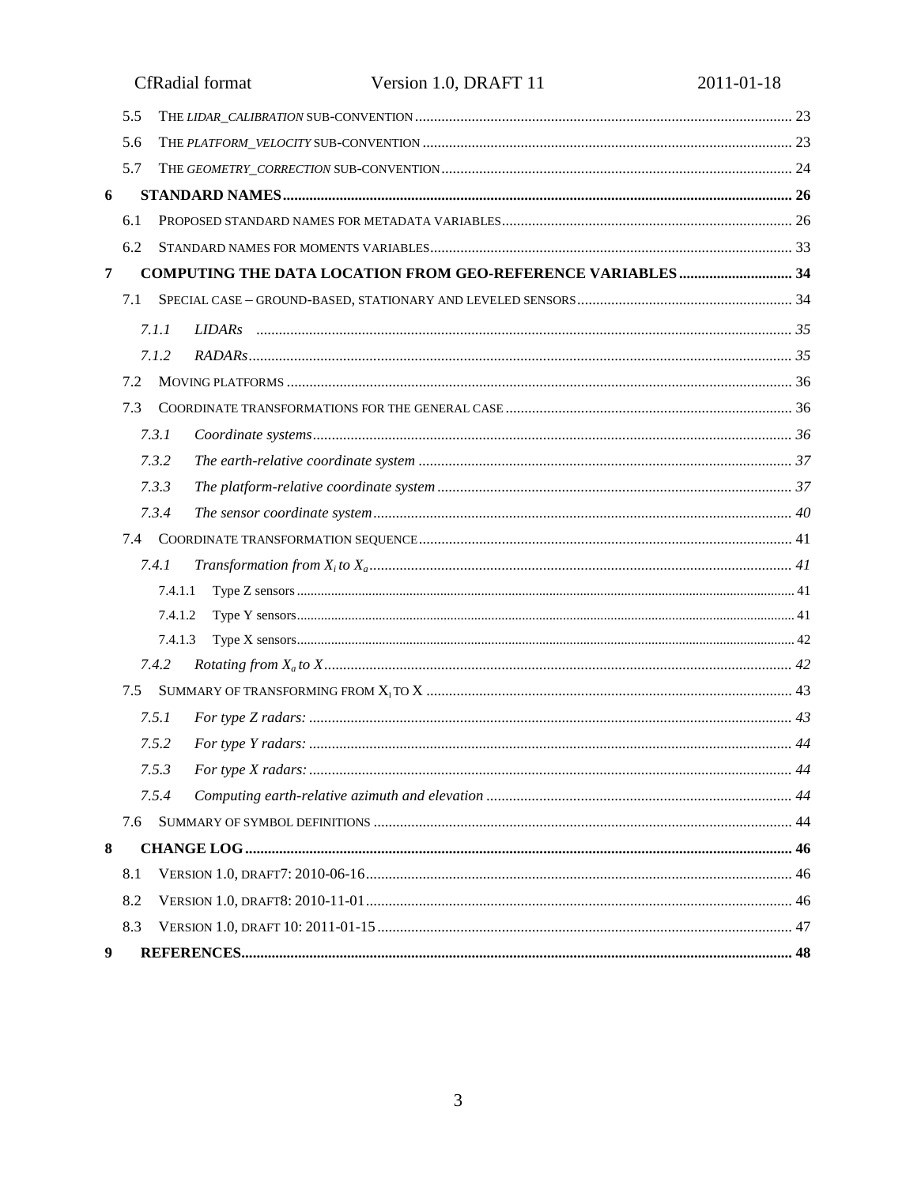5.5 THE *LIDAR_CALIBRATION* SUB-CONVENTION ..... 23
5.6 THE *PLATFORM_VELOCITY* SUB-CONVENTION ..... 23
5.7 THE *GEOMETRY_CORRECTION* SUB-CONVENTION ..... 24

**6 STANDARD NAMES ..... 26**

6.1 PROPOSED STANDARD NAMES FOR METADATA VARIABLES ..... 26
6.2 STANDARD NAMES FOR MOMENTS VARIABLES ..... 33

**7 COMPUTING THE DATA LOCATION FROM GEO-REFERENCE VARIABLES ..... 34**

7.1 SPECIAL CASE – GROUND-BASED, STATIONARY AND LEVELED SENSORS ..... 34
*7.1.1 LIDARs ..... 35*
*7.1.2 RADARs ..... 35*
7.2 MOVING PLATFORMS ..... 36
7.3 COORDINATE TRANSFORMATIONS FOR THE GENERAL CASE ..... 36
*7.3.1 Coordinate systems ..... 36*
*7.3.2 The earth-relative coordinate system ..... 37*
*7.3.3 The platform-relative coordinate system ..... 37*
*7.3.4 The sensor coordinate system ..... 40*
7.4 COORDINATE TRANSFORMATION SEQUENCE ..... 41
*7.4.1 Transformation from $X_i$ to $X_a$ ..... 41*
7.4.1.1 Type Z sensors ..... 41
7.4.1.2 Type Y sensors ..... 41
7.4.1.3 Type X sensors ..... 42
*7.4.2 Rotating from $X_a$ to $X$ ..... 42*
7.5 SUMMARY OF TRANSFORMING FROM $X_i$ TO X ..... 43
*7.5.1 For type Z radars: ..... 43*
*7.5.2 For type Y radars: ..... 44*
*7.5.3 For type X radars: ..... 44*
*7.5.4 Computing earth-relative azimuth and elevation ..... 44*
7.6 SUMMARY OF SYMBOL DEFINITIONS ..... 44

**8 CHANGE LOG ..... 46**

8.1 VERSION 1.0, DRAFT7: 2010-06-16 ..... 46
8.2 VERSION 1.0, DRAFT8: 2010-11-01 ..... 46
8.3 VERSION 1.0, DRAFT 10: 2011-01-15 ..... 47

**9 REFERENCES ..... 48**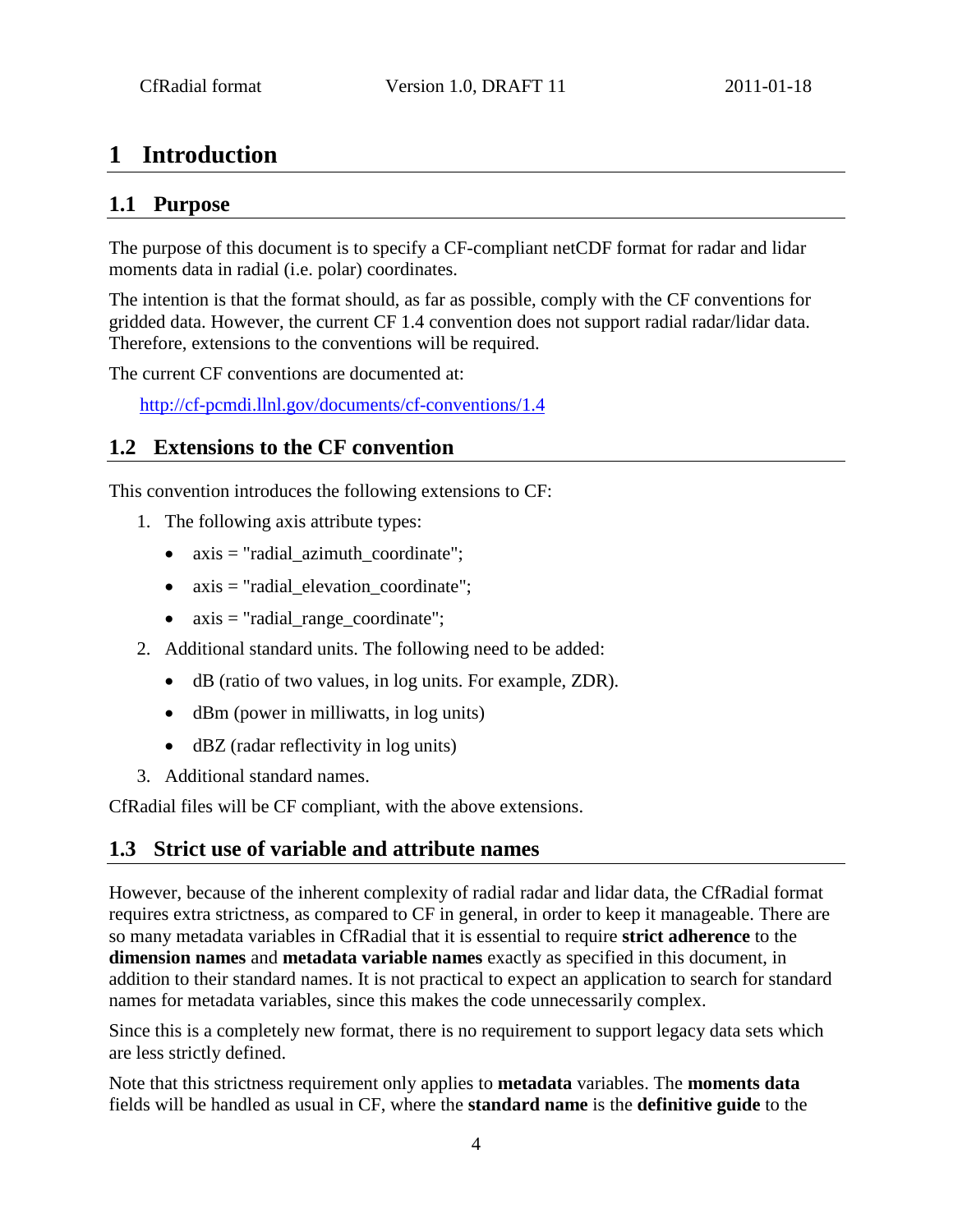# 1 Introduction

## 1.1 Purpose

The purpose of this document is to specify a CF-compliant netCDF format for radar and lidar moments data in radial (i.e. polar) coordinates.

The intention is that the format should, as far as possible, comply with the CF conventions for gridded data. However, the current CF 1.4 convention does not support radial radar/lidar data. Therefore, extensions to the conventions will be required.

The current CF conventions are documented at:

http://cf-pcmdi.llnl.gov/documents/cf-conventions/1.4

## 1.2 Extensions to the CF convention

This convention introduces the following extensions to CF:

1. The following axis attribute types:
   - axis = "radial_azimuth_coordinate";
   - axis = "radial_elevation_coordinate";
   - axis = "radial_range_coordinate";
2. Additional standard units. The following need to be added:
   - dB (ratio of two values, in log units. For example, ZDR).
   - dBm (power in milliwatts, in log units)
   - dBZ (radar reflectivity in log units)
3. Additional standard names.

CfRadial files will be CF compliant, with the above extensions.

## 1.3 Strict use of variable and attribute names

However, because of the inherent complexity of radial radar and lidar data, the CfRadial format requires extra strictness, as compared to CF in general, in order to keep it manageable. There are so many metadata variables in CfRadial that it is essential to require **strict adherence** to the **dimension names** and **metadata variable names** exactly as specified in this document, in addition to their standard names. It is not practical to expect an application to search for standard names for metadata variables, since this makes the code unnecessarily complex.

Since this is a completely new format, there is no requirement to support legacy data sets which are less strictly defined.

Note that this strictness requirement only applies to **metadata** variables. The **moments data** fields will be handled as usual in CF, where the **standard name** is the **definitive guide** to the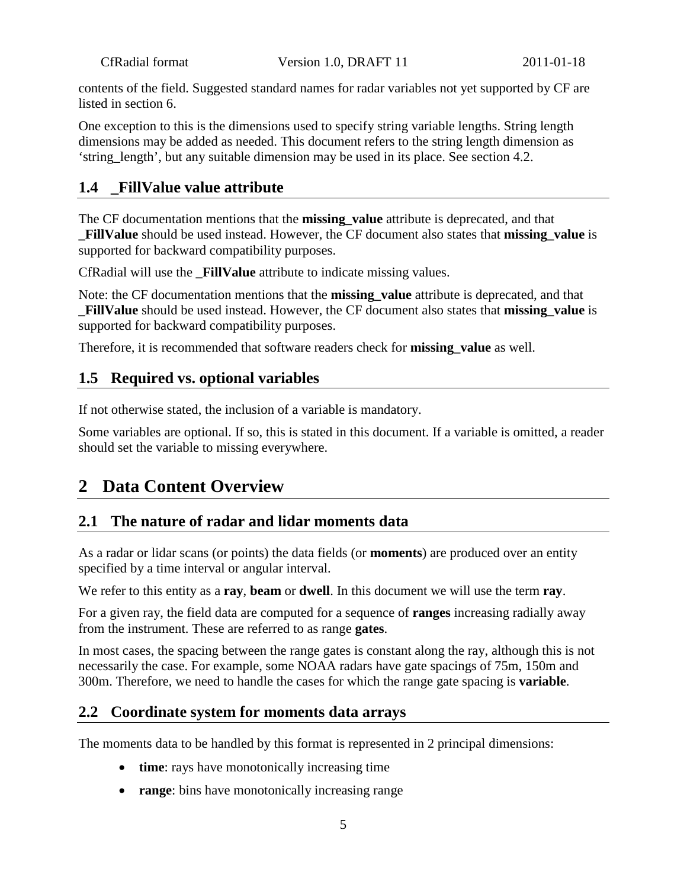contents of the field. Suggested standard names for radar variables not yet supported by CF are listed in section 6.

One exception to this is the dimensions used to specify string variable lengths. String length dimensions may be added as needed. This document refers to the string length dimension as 'string_length', but any suitable dimension may be used in its place. See section 4.2.

## 1.4 _FillValue value attribute

The CF documentation mentions that the **missing_value** attribute is deprecated, and that **_FillValue** should be used instead. However, the CF document also states that **missing_value** is supported for backward compatibility purposes.

CfRadial will use the **_FillValue** attribute to indicate missing values.

Note: the CF documentation mentions that the **missing_value** attribute is deprecated, and that **_FillValue** should be used instead. However, the CF document also states that **missing_value** is supported for backward compatibility purposes.

Therefore, it is recommended that software readers check for **missing_value** as well.

## 1.5 Required vs. optional variables

If not otherwise stated, the inclusion of a variable is mandatory.

Some variables are optional. If so, this is stated in this document. If a variable is omitted, a reader should set the variable to missing everywhere.

# 2 Data Content Overview

## 2.1 The nature of radar and lidar moments data

As a radar or lidar scans (or points) the data fields (or **moments**) are produced over an entity specified by a time interval or angular interval.

We refer to this entity as a **ray**, **beam** or **dwell**. In this document we will use the term **ray**.

For a given ray, the field data are computed for a sequence of **ranges** increasing radially away from the instrument. These are referred to as range **gates**.

In most cases, the spacing between the range gates is constant along the ray, although this is not necessarily the case. For example, some NOAA radars have gate spacings of 75m, 150m and 300m. Therefore, we need to handle the cases for which the range gate spacing is **variable**.

## 2.2 Coordinate system for moments data arrays

The moments data to be handled by this format is represented in 2 principal dimensions:

- **time**: rays have monotonically increasing time
- **range**: bins have monotonically increasing range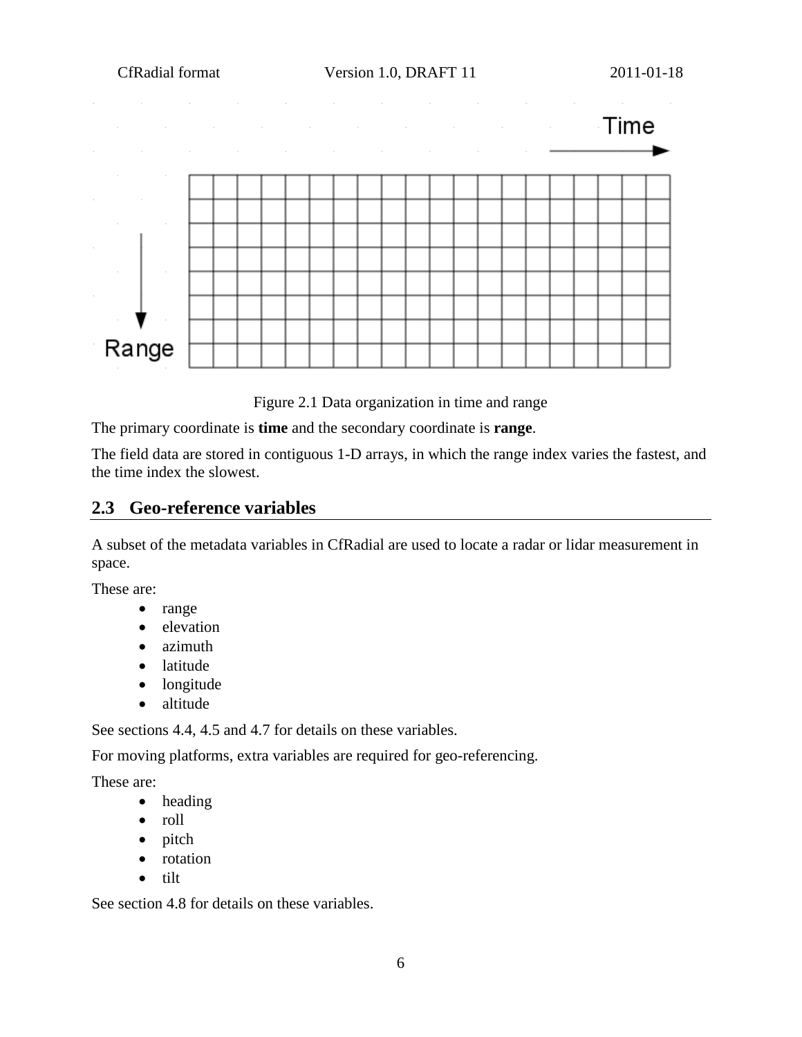Figure 2.1 Data organization in time and range

The primary coordinate is **time** and the secondary coordinate is **range**.

The field data are stored in contiguous 1-D arrays, in which the range index varies the fastest, and the time index the slowest.

## 2.3 Geo-reference variables

A subset of the metadata variables in CfRadial are used to locate a radar or lidar measurement in space.

These are:

- range
- elevation
- azimuth
- latitude
- longitude
- altitude

See sections 4.4, 4.5 and 4.7 for details on these variables.

For moving platforms, extra variables are required for geo-referencing.

These are:

- heading
- roll
- pitch
- rotation
- tilt

See section 4.8 for details on these variables.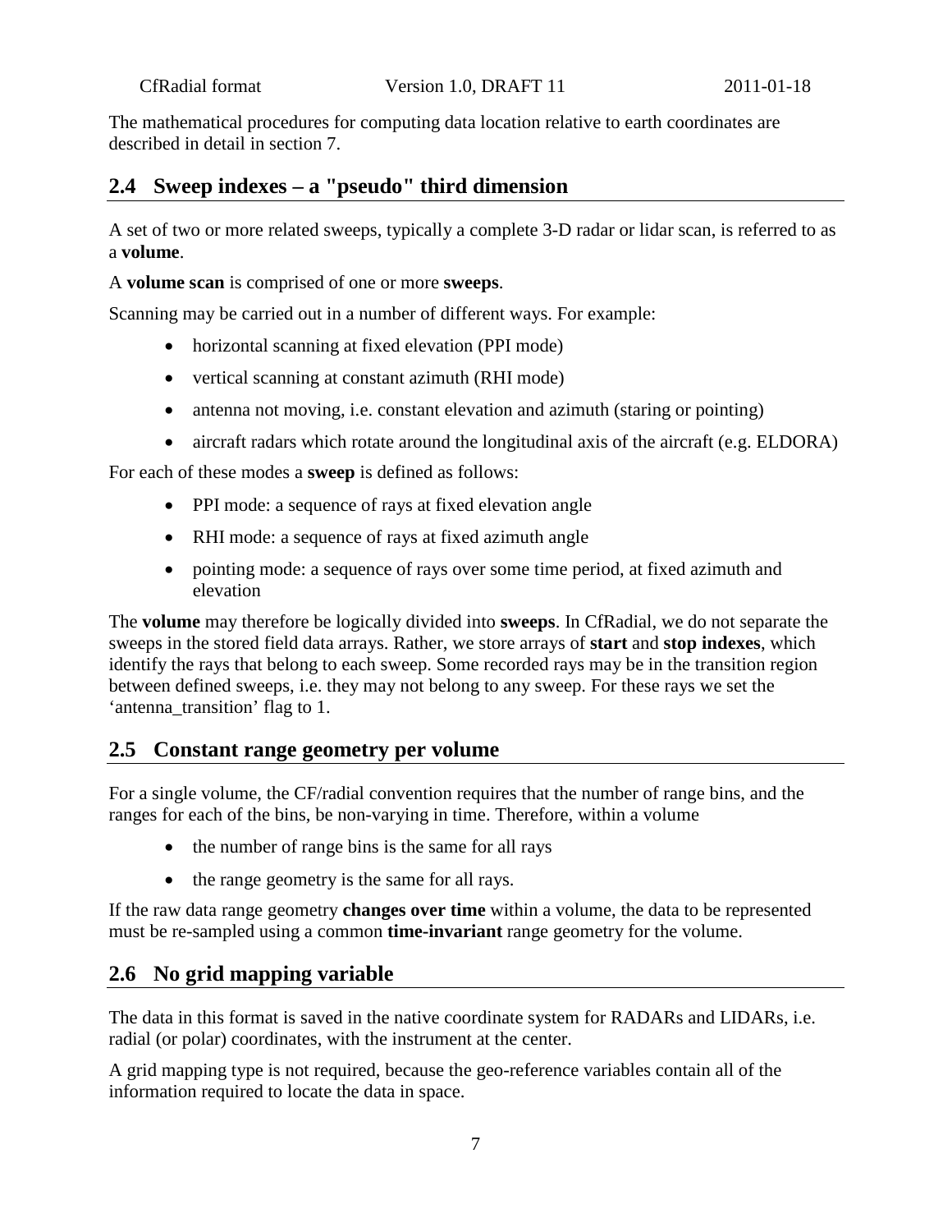The mathematical procedures for computing data location relative to earth coordinates are described in detail in section 7.

## 2.4 Sweep indexes – a "pseudo" third dimension

A set of two or more related sweeps, typically a complete 3-D radar or lidar scan, is referred to as a **volume**.

A **volume scan** is comprised of one or more **sweeps**.

Scanning may be carried out in a number of different ways. For example:

- horizontal scanning at fixed elevation (PPI mode)
- vertical scanning at constant azimuth (RHI mode)
- antenna not moving, i.e. constant elevation and azimuth (staring or pointing)
- aircraft radars which rotate around the longitudinal axis of the aircraft (e.g. ELDORA)

For each of these modes a **sweep** is defined as follows:

- PPI mode: a sequence of rays at fixed elevation angle
- RHI mode: a sequence of rays at fixed azimuth angle
- pointing mode: a sequence of rays over some time period, at fixed azimuth and elevation

The **volume** may therefore be logically divided into **sweeps**. In CfRadial, we do not separate the sweeps in the stored field data arrays. Rather, we store arrays of **start** and **stop indexes**, which identify the rays that belong to each sweep. Some recorded rays may be in the transition region between defined sweeps, i.e. they may not belong to any sweep. For these rays we set the 'antenna_transition' flag to 1.

## 2.5 Constant range geometry per volume

For a single volume, the CF/radial convention requires that the number of range bins, and the ranges for each of the bins, be non-varying in time. Therefore, within a volume

- the number of range bins is the same for all rays
- the range geometry is the same for all rays.

If the raw data range geometry **changes over time** within a volume, the data to be represented must be re-sampled using a common **time-invariant** range geometry for the volume.

## 2.6 No grid mapping variable

The data in this format is saved in the native coordinate system for RADARs and LIDARs, i.e. radial (or polar) coordinates, with the instrument at the center.

A grid mapping type is not required, because the geo-reference variables contain all of the information required to locate the data in space.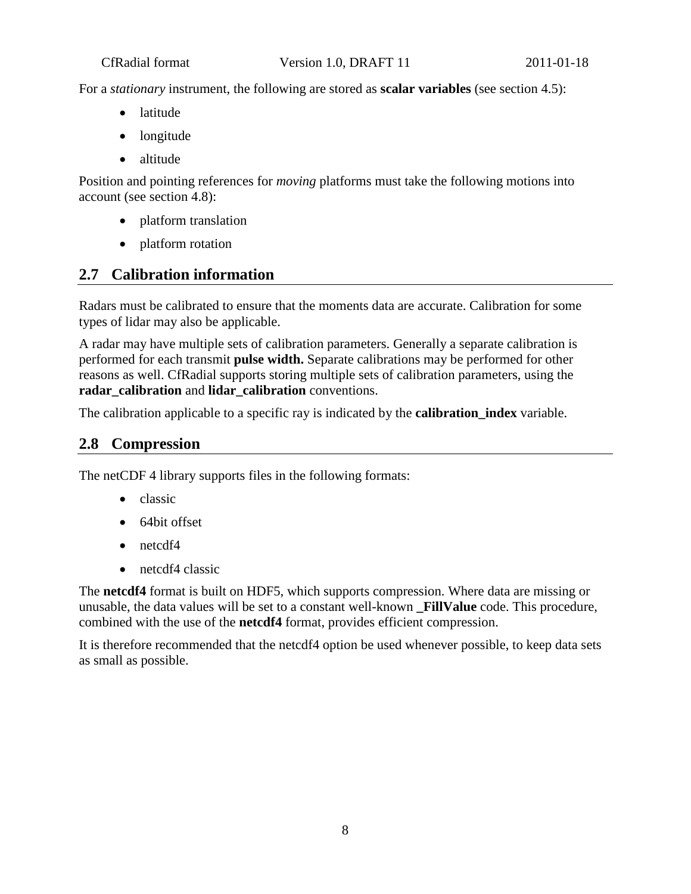For a *stationary* instrument, the following are stored as **scalar variables** (see section 4.5):

- latitude
- longitude
- altitude

Position and pointing references for *moving* platforms must take the following motions into account (see section 4.8):

- platform translation
- platform rotation

## 2.7 Calibration information

Radars must be calibrated to ensure that the moments data are accurate. Calibration for some types of lidar may also be applicable.

A radar may have multiple sets of calibration parameters. Generally a separate calibration is performed for each transmit **pulse width.** Separate calibrations may be performed for other reasons as well. CfRadial supports storing multiple sets of calibration parameters, using the **radar_calibration** and **lidar_calibration** conventions.

The calibration applicable to a specific ray is indicated by the **calibration_index** variable.

## 2.8 Compression

The netCDF 4 library supports files in the following formats:

- classic
- 64bit offset
- netcdf4
- netcdf4 classic

The **netcdf4** format is built on HDF5, which supports compression. Where data are missing or unusable, the data values will be set to a constant well-known **_FillValue** code. This procedure, combined with the use of the **netcdf4** format, provides efficient compression.

It is therefore recommended that the netcdf4 option be used whenever possible, to keep data sets as small as possible.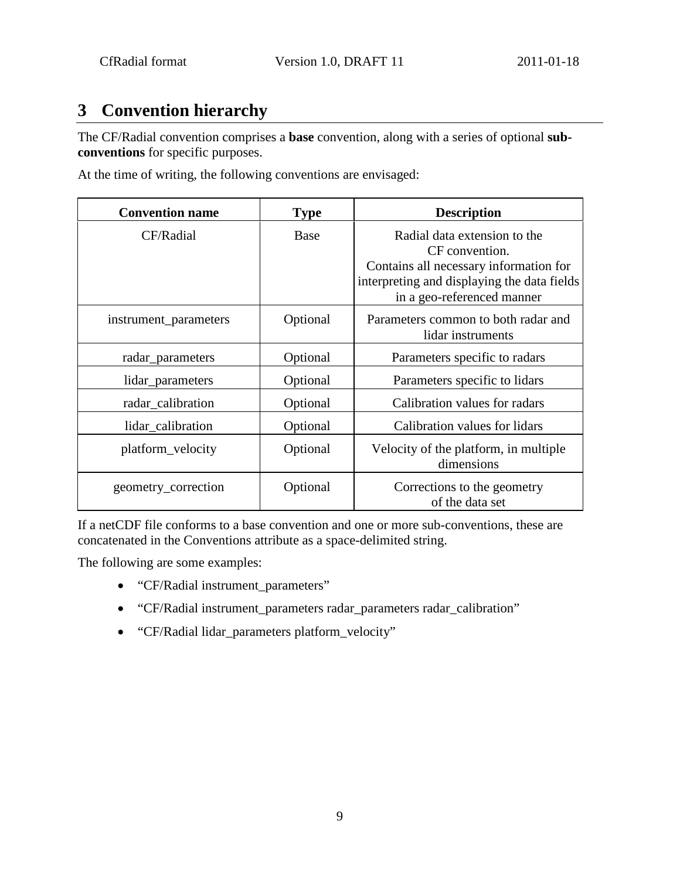# 3 Convention hierarchy

The CF/Radial convention comprises a **base** convention, along with a series of optional **sub-conventions** for specific purposes.

At the time of writing, the following conventions are envisaged:

| Convention name | Type | Description |
|---|---|---|
| CF/Radial | Base | Radial data extension to the CF convention. Contains all necessary information for interpreting and displaying the data fields in a geo-referenced manner |
| instrument_parameters | Optional | Parameters common to both radar and lidar instruments |
| radar_parameters | Optional | Parameters specific to radars |
| lidar_parameters | Optional | Parameters specific to lidars |
| radar_calibration | Optional | Calibration values for radars |
| lidar_calibration | Optional | Calibration values for lidars |
| platform_velocity | Optional | Velocity of the platform, in multiple dimensions |
| geometry_correction | Optional | Corrections to the geometry of the data set |

If a netCDF file conforms to a base convention and one or more sub-conventions, these are concatenated in the Conventions attribute as a space-delimited string.

The following are some examples:

- "CF/Radial instrument_parameters"
- "CF/Radial instrument_parameters radar_parameters radar_calibration"
- "CF/Radial lidar_parameters platform_velocity"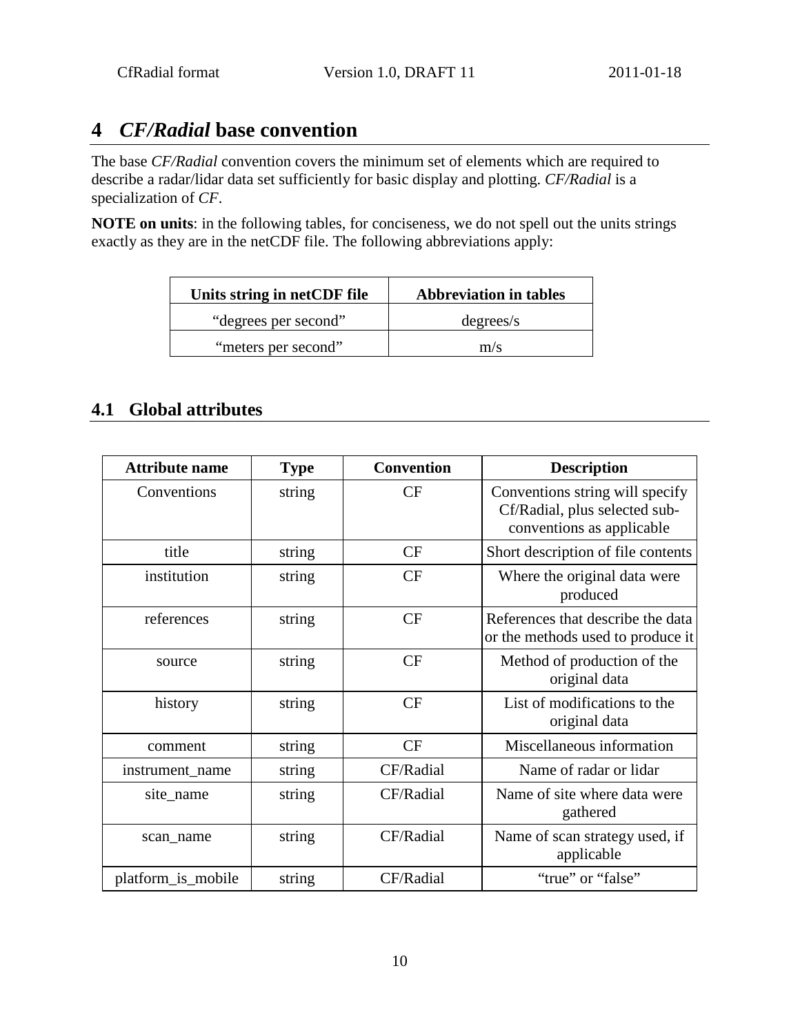# 4 *CF/Radial* base convention

The base *CF/Radial* convention covers the minimum set of elements which are required to describe a radar/lidar data set sufficiently for basic display and plotting. *CF/Radial* is a specialization of *CF*.

**NOTE on units**: in the following tables, for conciseness, we do not spell out the units strings exactly as they are in the netCDF file. The following abbreviations apply:

| Units string in netCDF file | Abbreviation in tables |
|---|---|
| “degrees per second” | degrees/s |
| “meters per second” | m/s |

## 4.1 Global attributes

| Attribute name | Type | Convention | Description |
|---|---|---|---|
| Conventions | string | CF | Conventions string will specify Cf/Radial, plus selected sub-conventions as applicable |
| title | string | CF | Short description of file contents |
| institution | string | CF | Where the original data were produced |
| references | string | CF | References that describe the data or the methods used to produce it |
| source | string | CF | Method of production of the original data |
| history | string | CF | List of modifications to the original data |
| comment | string | CF | Miscellaneous information |
| instrument_name | string | CF/Radial | Name of radar or lidar |
| site_name | string | CF/Radial | Name of site where data were gathered |
| scan_name | string | CF/Radial | Name of scan strategy used, if applicable |
| platform_is_mobile | string | CF/Radial | “true” or “false” |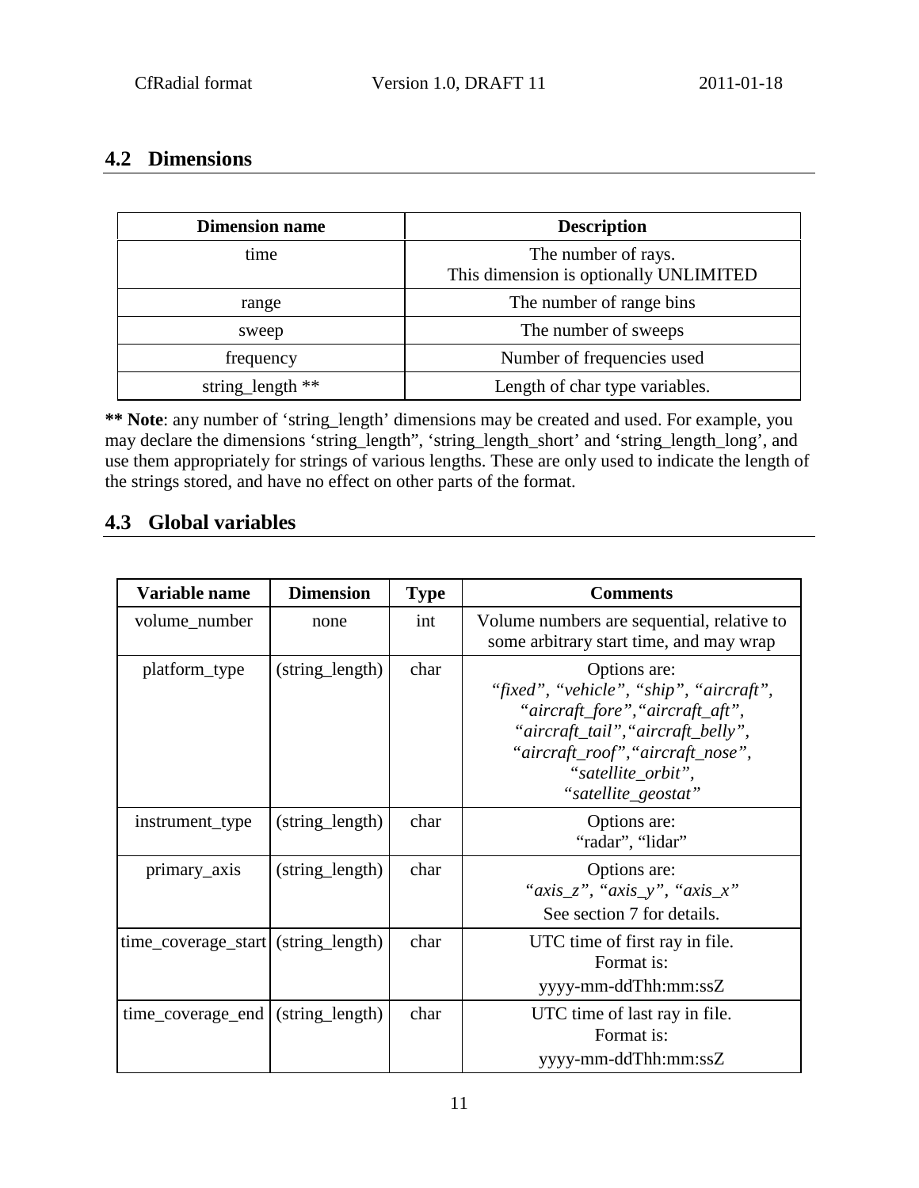## 4.2 Dimensions

| Dimension name | Description |
|---|---|
| time | The number of rays. This dimension is optionally UNLIMITED |
| range | The number of range bins |
| sweep | The number of sweeps |
| frequency | Number of frequencies used |
| string_length ** | Length of char type variables. |

**** Note**: any number of 'string_length' dimensions may be created and used. For example, you may declare the dimensions 'string_length", 'string_length_short' and 'string_length_long', and use them appropriately for strings of various lengths. These are only used to indicate the length of the strings stored, and have no effect on other parts of the format.

## 4.3 Global variables

| Variable name | Dimension | Type | Comments |
|---|---|---|---|
| volume_number | none | int | Volume numbers are sequential, relative to some arbitrary start time, and may wrap |
| platform_type | (string_length) | char | Options are: *"fixed", "vehicle", "ship", "aircraft", "aircraft_fore","aircraft_aft", "aircraft_tail","aircraft_belly", "aircraft_roof","aircraft_nose", "satellite_orbit", "satellite_geostat"* |
| instrument_type | (string_length) | char | Options are: "radar", "lidar" |
| primary_axis | (string_length) | char | Options are: *"axis_z", "axis_y", "axis_x"* See section 7 for details. |
| time_coverage_start | (string_length) | char | UTC time of first ray in file. Format is: yyyy-mm-ddThh:mm:ssZ |
| time_coverage_end | (string_length) | char | UTC time of last ray in file. Format is: yyyy-mm-ddThh:mm:ssZ |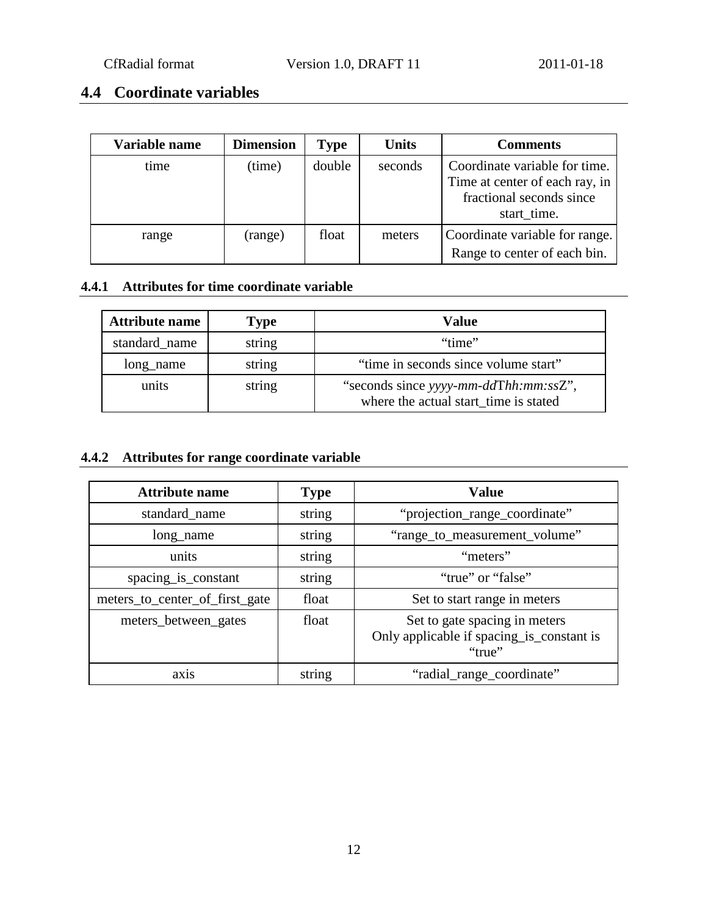## 4.4 Coordinate variables

| Variable name | Dimension | Type | Units | Comments |
|---|---|---|---|---|
| time | (time) | double | seconds | Coordinate variable for time. Time at center of each ray, in fractional seconds since start_time. |
| range | (range) | float | meters | Coordinate variable for range. Range to center of each bin. |

### 4.4.1 Attributes for time coordinate variable

| Attribute name | Type | Value |
|---|---|---|
| standard_name | string | “time” |
| long_name | string | “time in seconds since volume start” |
| units | string | “seconds since *yyyy-mm-dd*T*hh:mm:ss*Z”, where the actual start_time is stated |

### 4.4.2 Attributes for range coordinate variable

| Attribute name | Type | Value |
|---|---|---|
| standard_name | string | “projection_range_coordinate” |
| long_name | string | “range_to_measurement_volume” |
| units | string | “meters” |
| spacing_is_constant | string | “true” or “false” |
| meters_to_center_of_first_gate | float | Set to start range in meters |
| meters_between_gates | float | Set to gate spacing in meters Only applicable if spacing_is_constant is “true” |
| axis | string | “radial_range_coordinate” |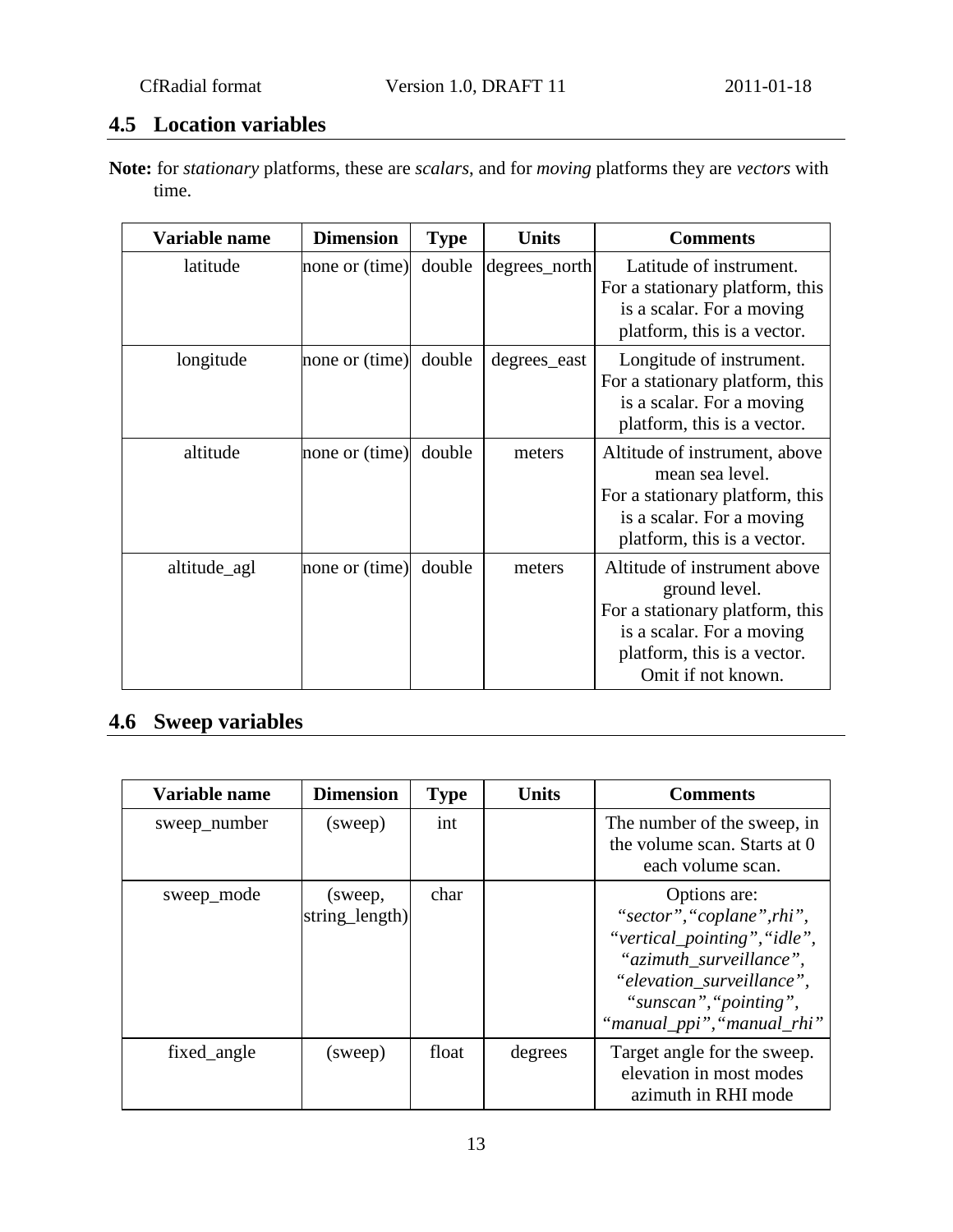## 4.5 Location variables

**Note:** for *stationary* platforms, these are *scalars*, and for *moving* platforms they are *vectors* with time.

| Variable name | Dimension | Type | Units | Comments |
|---|---|---|---|---|
| latitude | none or (time) | double | degrees_north | Latitude of instrument. For a stationary platform, this is a scalar. For a moving platform, this is a vector. |
| longitude | none or (time) | double | degrees_east | Longitude of instrument. For a stationary platform, this is a scalar. For a moving platform, this is a vector. |
| altitude | none or (time) | double | meters | Altitude of instrument, above mean sea level. For a stationary platform, this is a scalar. For a moving platform, this is a vector. |
| altitude_agl | none or (time) | double | meters | Altitude of instrument above ground level. For a stationary platform, this is a scalar. For a moving platform, this is a vector. Omit if not known. |

## 4.6 Sweep variables

| Variable name | Dimension | Type | Units | Comments |
|---|---|---|---|---|
| sweep_number | (sweep) | int | | The number of the sweep, in the volume scan. Starts at 0 each volume scan. |
| sweep_mode | (sweep, string_length) | char | | Options are: *"sector","coplane",rhi", "vertical_pointing","idle", "azimuth_surveillance", "elevation_surveillance", "sunscan","pointing", "manual_ppi","manual_rhi"* |
| fixed_angle | (sweep) | float | degrees | Target angle for the sweep. elevation in most modes azimuth in RHI mode |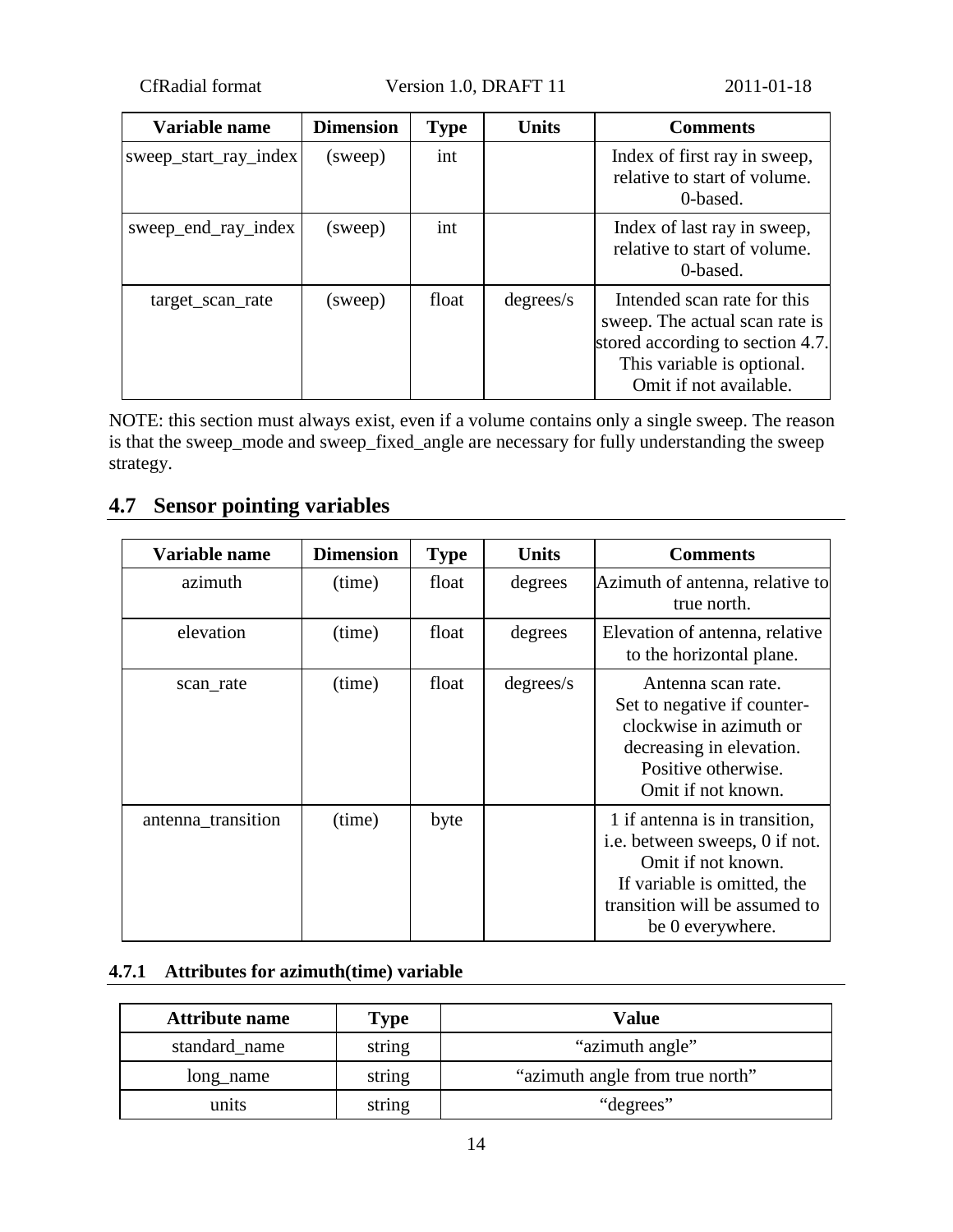| Variable name | Dimension | Type | Units | Comments |
|---|---|---|---|---|
| sweep_start_ray_index | (sweep) | int | | Index of first ray in sweep, relative to start of volume. 0-based. |
| sweep_end_ray_index | (sweep) | int | | Index of last ray in sweep, relative to start of volume. 0-based. |
| target_scan_rate | (sweep) | float | degrees/s | Intended scan rate for this sweep. The actual scan rate is stored according to section 4.7. This variable is optional. Omit if not available. |

NOTE: this section must always exist, even if a volume contains only a single sweep. The reason is that the sweep_mode and sweep_fixed_angle are necessary for fully understanding the sweep strategy.

## 4.7 Sensor pointing variables

| Variable name | Dimension | Type | Units | Comments |
|---|---|---|---|---|
| azimuth | (time) | float | degrees | Azimuth of antenna, relative to true north. |
| elevation | (time) | float | degrees | Elevation of antenna, relative to the horizontal plane. |
| scan_rate | (time) | float | degrees/s | Antenna scan rate. Set to negative if counter-clockwise in azimuth or decreasing in elevation. Positive otherwise. Omit if not known. |
| antenna_transition | (time) | byte | | 1 if antenna is in transition, i.e. between sweeps, 0 if not. Omit if not known. If variable is omitted, the transition will be assumed to be 0 everywhere. |

### 4.7.1 Attributes for azimuth(time) variable

| Attribute name | Type | Value |
|---|---|---|
| standard_name | string | "azimuth angle" |
| long_name | string | "azimuth angle from true north" |
| units | string | "degrees" |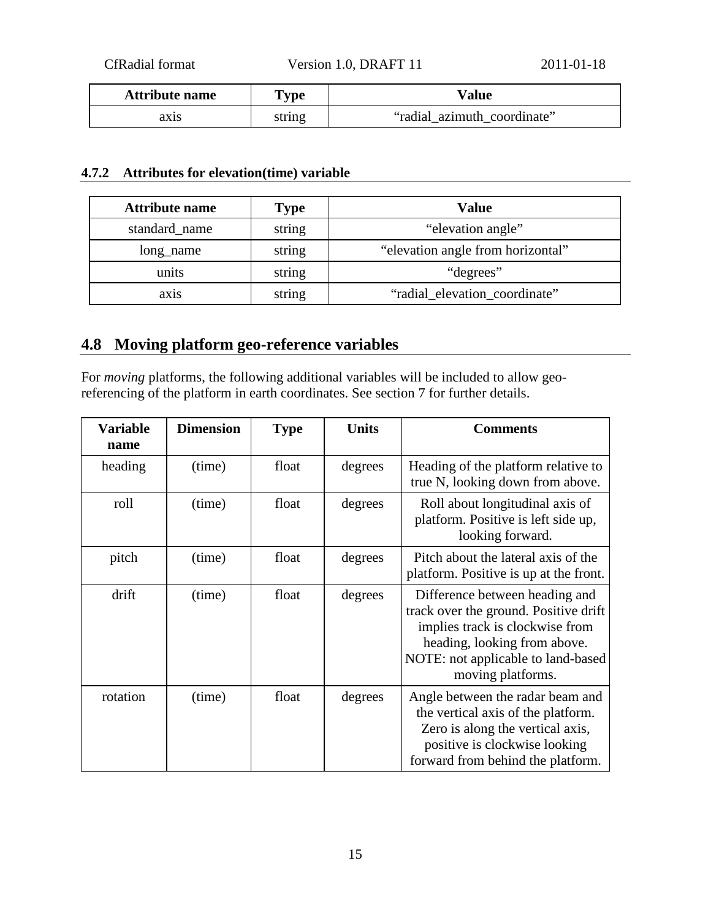| Attribute name | Type | Value |
| --- | --- | --- |
| axis | string | “radial_azimuth_coordinate” |

### 4.7.2 Attributes for elevation(time) variable

| Attribute name | Type | Value |
| --- | --- | --- |
| standard_name | string | “elevation angle” |
| long_name | string | “elevation angle from horizontal” |
| units | string | “degrees” |
| axis | string | “radial_elevation_coordinate” |

## 4.8 Moving platform geo-reference variables

For *moving* platforms, the following additional variables will be included to allow geo-referencing of the platform in earth coordinates. See section 7 for further details.

| Variable name | Dimension | Type | Units | Comments |
| --- | --- | --- | --- | --- |
| heading | (time) | float | degrees | Heading of the platform relative to true N, looking down from above. |
| roll | (time) | float | degrees | Roll about longitudinal axis of platform. Positive is left side up, looking forward. |
| pitch | (time) | float | degrees | Pitch about the lateral axis of the platform. Positive is up at the front. |
| drift | (time) | float | degrees | Difference between heading and track over the ground. Positive drift implies track is clockwise from heading, looking from above. NOTE: not applicable to land-based moving platforms. |
| rotation | (time) | float | degrees | Angle between the radar beam and the vertical axis of the platform. Zero is along the vertical axis, positive is clockwise looking forward from behind the platform. |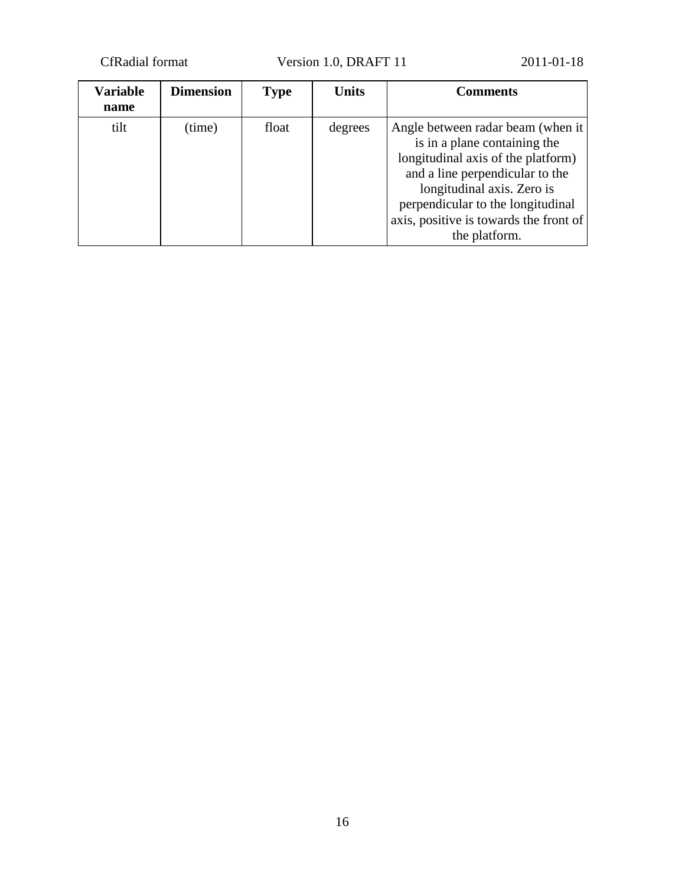| Variable name | Dimension | Type | Units | Comments |
| --- | --- | --- | --- | --- |
| tilt | (time) | float | degrees | Angle between radar beam (when it is in a plane containing the longitudinal axis of the platform) and a line perpendicular to the longitudinal axis. Zero is perpendicular to the longitudinal axis, positive is towards the front of the platform. |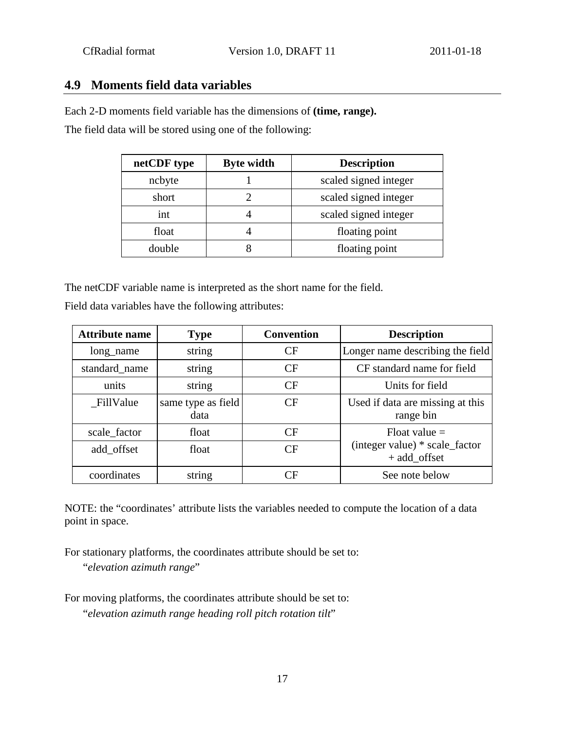## 4.9 Moments field data variables

Each 2-D moments field variable has the dimensions of **(time, range).**

The field data will be stored using one of the following:

| netCDF type | Byte width | Description |
|---|---|---|
| ncbyte | 1 | scaled signed integer |
| short | 2 | scaled signed integer |
| int | 4 | scaled signed integer |
| float | 4 | floating point |
| double | 8 | floating point |

The netCDF variable name is interpreted as the short name for the field.

Field data variables have the following attributes:

| Attribute name | Type | Convention | Description |
|---|---|---|---|
| long_name | string | CF | Longer name describing the field |
| standard_name | string | CF | CF standard name for field |
| units | string | CF | Units for field |
| _FillValue | same type as field data | CF | Used if data are missing at this range bin |
| scale_factor | float | CF | Float value = (integer value) * scale_factor + add_offset |
| add_offset | float | CF | |
| coordinates | string | CF | See note below |

NOTE: the "coordinates' attribute lists the variables needed to compute the location of a data point in space.

For stationary platforms, the coordinates attribute should be set to:

"*elevation azimuth range*"

For moving platforms, the coordinates attribute should be set to:

"*elevation azimuth range heading roll pitch rotation tilt*"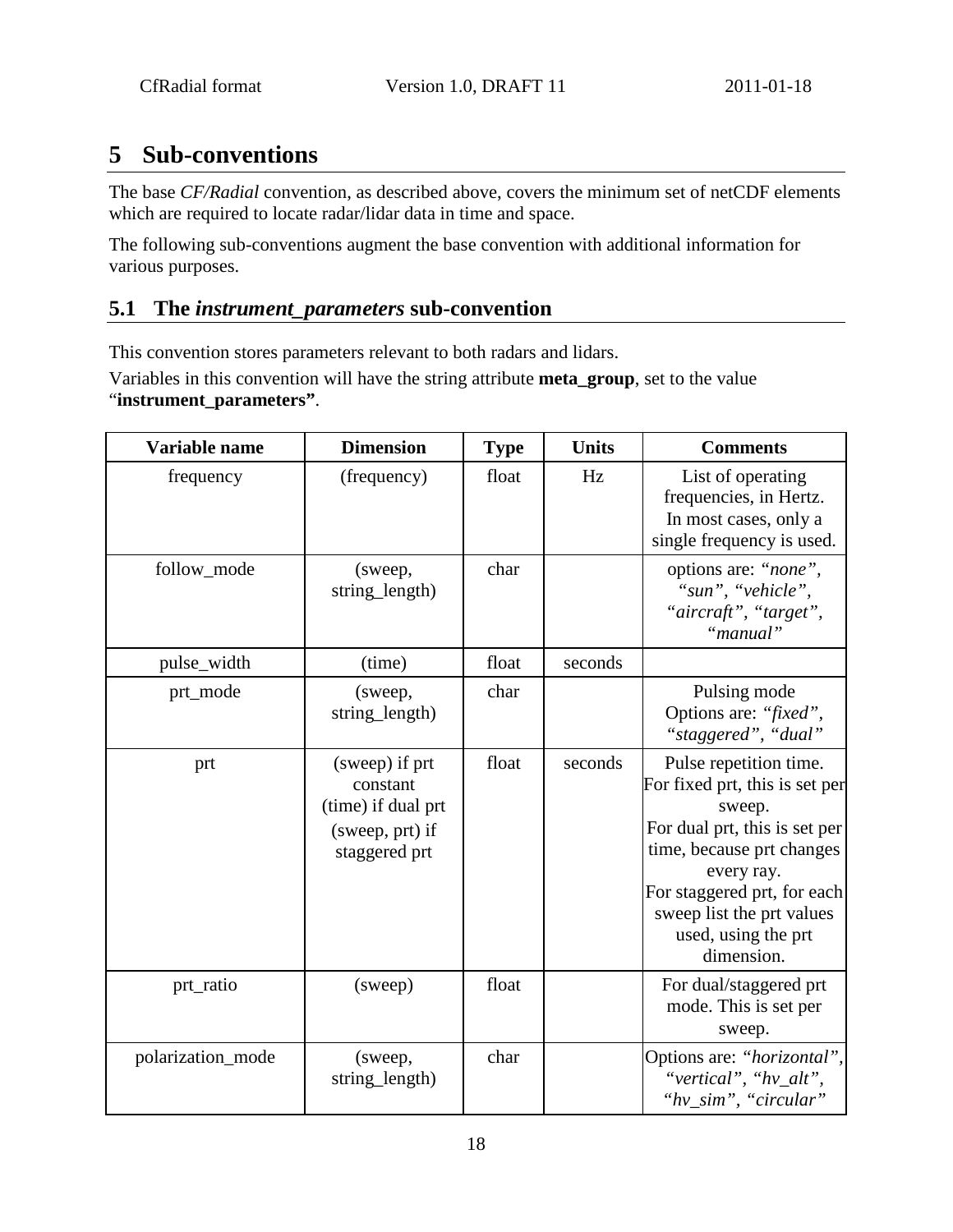# 5 Sub-conventions

The base *CF/Radial* convention, as described above, covers the minimum set of netCDF elements which are required to locate radar/lidar data in time and space.

The following sub-conventions augment the base convention with additional information for various purposes.

## 5.1 The *instrument_parameters* sub-convention

This convention stores parameters relevant to both radars and lidars.

Variables in this convention will have the string attribute **meta_group**, set to the value "**instrument_parameters**".

| Variable name | Dimension | Type | Units | Comments |
|---|---|---|---|---|
| frequency | (frequency) | float | Hz | List of operating frequencies, in Hertz. In most cases, only a single frequency is used. |
| follow_mode | (sweep, string_length) | char | | options are: *"none"*, *"sun"*, *"vehicle"*, *"aircraft"*, *"target"*, *"manual"* |
| pulse_width | (time) | float | seconds | |
| prt_mode | (sweep, string_length) | char | | Pulsing mode Options are: *"fixed"*, *"staggered"*, *"dual"* |
| prt | (sweep) if prt constant (time) if dual prt (sweep, prt) if staggered prt | float | seconds | Pulse repetition time. For fixed prt, this is set per sweep. For dual prt, this is set per time, because prt changes every ray. For staggered prt, for each sweep list the prt values used, using the prt dimension. |
| prt_ratio | (sweep) | float | | For dual/staggered prt mode. This is set per sweep. |
| polarization_mode | (sweep, string_length) | char | | Options are: *"horizontal"*, *"vertical"*, *"hv_alt"*, *"hv_sim"*, *"circular"* |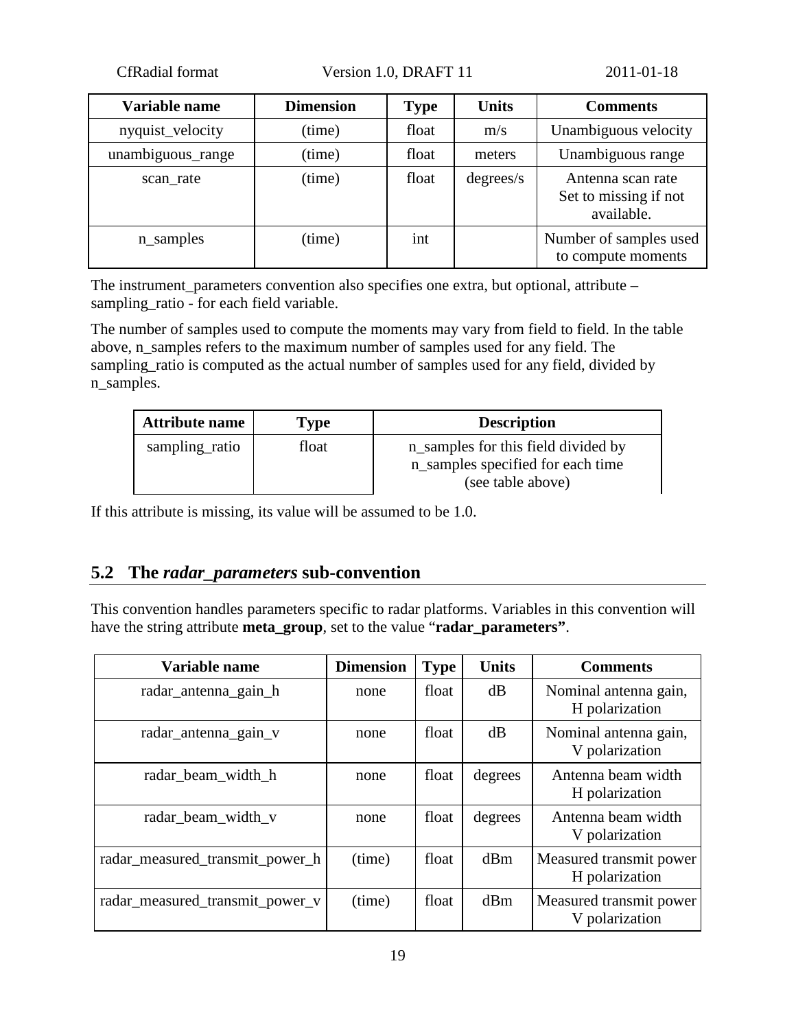| Variable name | Dimension | Type | Units | Comments |
|---|---|---|---|---|
| nyquist_velocity | (time) | float | m/s | Unambiguous velocity |
| unambiguous_range | (time) | float | meters | Unambiguous range |
| scan_rate | (time) | float | degrees/s | Antenna scan rate Set to missing if not available. |
| n_samples | (time) | int | | Number of samples used to compute moments |

The instrument_parameters convention also specifies one extra, but optional, attribute – sampling_ratio - for each field variable.

The number of samples used to compute the moments may vary from field to field. In the table above, n_samples refers to the maximum number of samples used for any field. The sampling_ratio is computed as the actual number of samples used for any field, divided by n_samples.

| Attribute name | Type | Description |
|---|---|---|
| sampling_ratio | float | n_samples for this field divided by n_samples specified for each time (see table above) |

If this attribute is missing, its value will be assumed to be 1.0.

## 5.2 The *radar_parameters* sub-convention

This convention handles parameters specific to radar platforms. Variables in this convention will have the string attribute **meta_group**, set to the value "**radar_parameters"**.

| Variable name | Dimension | Type | Units | Comments |
|---|---|---|---|---|
| radar_antenna_gain_h | none | float | dB | Nominal antenna gain, H polarization |
| radar_antenna_gain_v | none | float | dB | Nominal antenna gain, V polarization |
| radar_beam_width_h | none | float | degrees | Antenna beam width H polarization |
| radar_beam_width_v | none | float | degrees | Antenna beam width V polarization |
| radar_measured_transmit_power_h | (time) | float | dBm | Measured transmit power H polarization |
| radar_measured_transmit_power_v | (time) | float | dBm | Measured transmit power V polarization |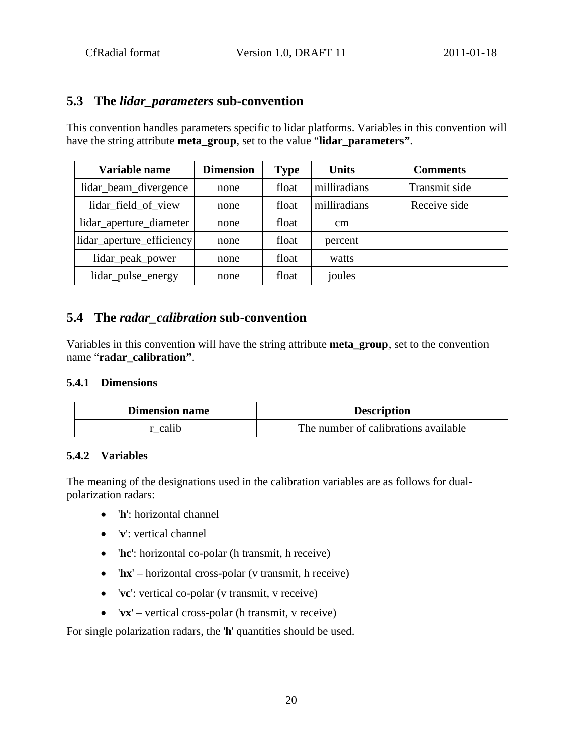## 5.3 The *lidar_parameters* sub-convention

This convention handles parameters specific to lidar platforms. Variables in this convention will have the string attribute **meta_group**, set to the value "**lidar_parameters"**.

| Variable name | Dimension | Type | Units | Comments |
|---|---|---|---|---|
| lidar_beam_divergence | none | float | milliradians | Transmit side |
| lidar_field_of_view | none | float | milliradians | Receive side |
| lidar_aperture_diameter | none | float | cm | |
| lidar_aperture_efficiency | none | float | percent | |
| lidar_peak_power | none | float | watts | |
| lidar_pulse_energy | none | float | joules | |

## 5.4 The *radar_calibration* sub-convention

Variables in this convention will have the string attribute **meta_group**, set to the convention name "**radar_calibration"**.

### 5.4.1 Dimensions

| Dimension name | Description |
|---|---|
| r_calib | The number of calibrations available |

### 5.4.2 Variables

The meaning of the designations used in the calibration variables are as follows for dual-polarization radars:

- '**h**': horizontal channel
- '**v**': vertical channel
- '**hc**': horizontal co-polar (h transmit, h receive)
- '**hx**' – horizontal cross-polar (v transmit, h receive)
- '**vc**': vertical co-polar (v transmit, v receive)
- '**vx**' – vertical cross-polar (h transmit, v receive)

For single polarization radars, the '**h**' quantities should be used.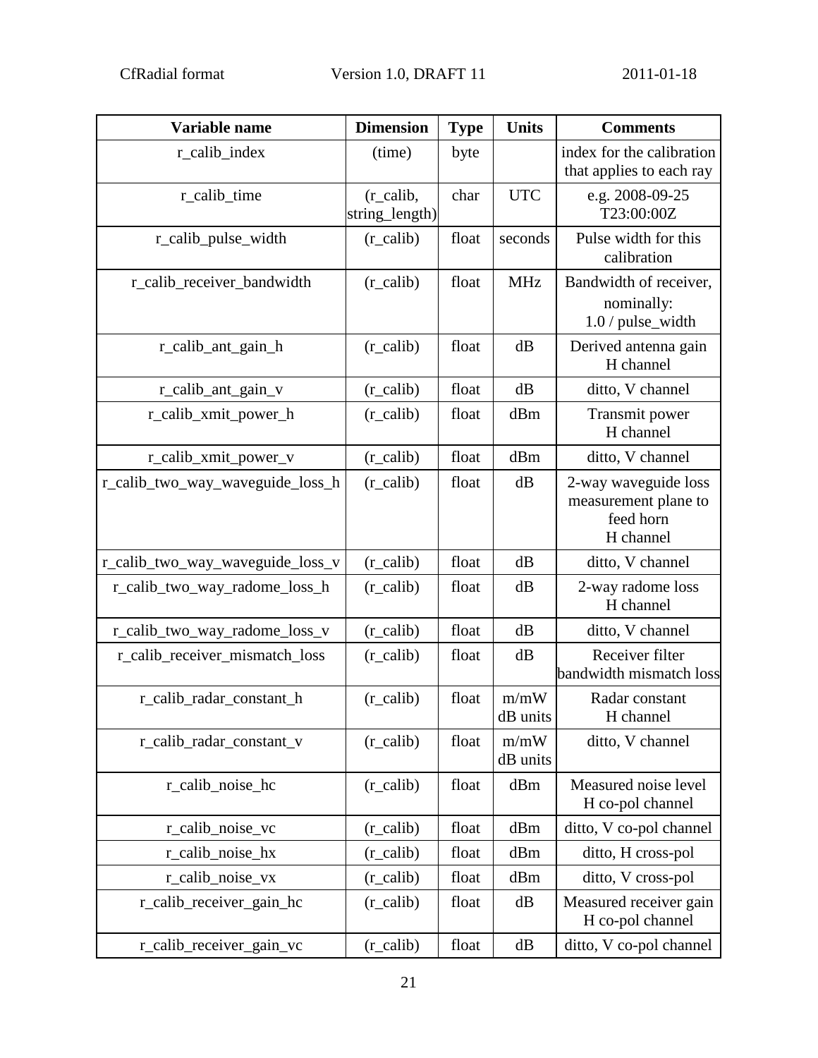| Variable name | Dimension | Type | Units | Comments |
|---|---|---|---|---|
| r_calib_index | (time) | byte | | index for the calibration that applies to each ray |
| r_calib_time | (r_calib, string_length) | char | UTC | e.g. 2008-09-25 T23:00:00Z |
| r_calib_pulse_width | (r_calib) | float | seconds | Pulse width for this calibration |
| r_calib_receiver_bandwidth | (r_calib) | float | MHz | Bandwidth of receiver, nominally: 1.0 / pulse_width |
| r_calib_ant_gain_h | (r_calib) | float | dB | Derived antenna gain H channel |
| r_calib_ant_gain_v | (r_calib) | float | dB | ditto, V channel |
| r_calib_xmit_power_h | (r_calib) | float | dBm | Transmit power H channel |
| r_calib_xmit_power_v | (r_calib) | float | dBm | ditto, V channel |
| r_calib_two_way_waveguide_loss_h | (r_calib) | float | dB | 2-way waveguide loss measurement plane to feed horn H channel |
| r_calib_two_way_waveguide_loss_v | (r_calib) | float | dB | ditto, V channel |
| r_calib_two_way_radome_loss_h | (r_calib) | float | dB | 2-way radome loss H channel |
| r_calib_two_way_radome_loss_v | (r_calib) | float | dB | ditto, V channel |
| r_calib_receiver_mismatch_loss | (r_calib) | float | dB | Receiver filter bandwidth mismatch loss |
| r_calib_radar_constant_h | (r_calib) | float | m/mW dB units | Radar constant H channel |
| r_calib_radar_constant_v | (r_calib) | float | m/mW dB units | ditto, V channel |
| r_calib_noise_hc | (r_calib) | float | dBm | Measured noise level H co-pol channel |
| r_calib_noise_vc | (r_calib) | float | dBm | ditto, V co-pol channel |
| r_calib_noise_hx | (r_calib) | float | dBm | ditto, H cross-pol |
| r_calib_noise_vx | (r_calib) | float | dBm | ditto, V cross-pol |
| r_calib_receiver_gain_hc | (r_calib) | float | dB | Measured receiver gain H co-pol channel |
| r_calib_receiver_gain_vc | (r_calib) | float | dB | ditto, V co-pol channel |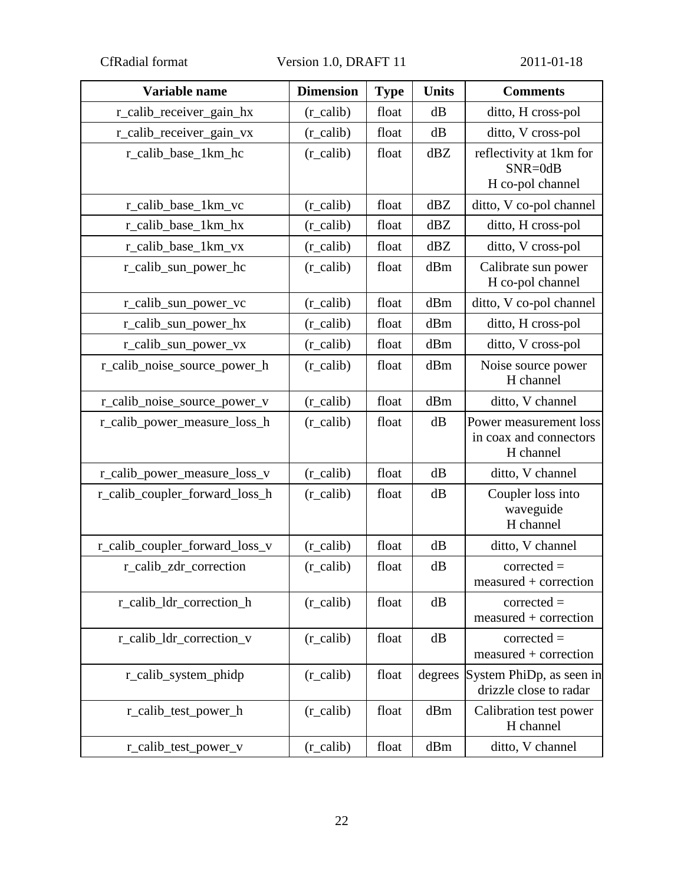| Variable name | Dimension | Type | Units | Comments |
|---|---|---|---|---|
| r_calib_receiver_gain_hx | (r_calib) | float | dB | ditto, H cross-pol |
| r_calib_receiver_gain_vx | (r_calib) | float | dB | ditto, V cross-pol |
| r_calib_base_1km_hc | (r_calib) | float | dBZ | reflectivity at 1km for SNR=0dB H co-pol channel |
| r_calib_base_1km_vc | (r_calib) | float | dBZ | ditto, V co-pol channel |
| r_calib_base_1km_hx | (r_calib) | float | dBZ | ditto, H cross-pol |
| r_calib_base_1km_vx | (r_calib) | float | dBZ | ditto, V cross-pol |
| r_calib_sun_power_hc | (r_calib) | float | dBm | Calibrate sun power H co-pol channel |
| r_calib_sun_power_vc | (r_calib) | float | dBm | ditto, V co-pol channel |
| r_calib_sun_power_hx | (r_calib) | float | dBm | ditto, H cross-pol |
| r_calib_sun_power_vx | (r_calib) | float | dBm | ditto, V cross-pol |
| r_calib_noise_source_power_h | (r_calib) | float | dBm | Noise source power H channel |
| r_calib_noise_source_power_v | (r_calib) | float | dBm | ditto, V channel |
| r_calib_power_measure_loss_h | (r_calib) | float | dB | Power measurement loss in coax and connectors H channel |
| r_calib_power_measure_loss_v | (r_calib) | float | dB | ditto, V channel |
| r_calib_coupler_forward_loss_h | (r_calib) | float | dB | Coupler loss into waveguide H channel |
| r_calib_coupler_forward_loss_v | (r_calib) | float | dB | ditto, V channel |
| r_calib_zdr_correction | (r_calib) | float | dB | corrected = measured + correction |
| r_calib_ldr_correction_h | (r_calib) | float | dB | corrected = measured + correction |
| r_calib_ldr_correction_v | (r_calib) | float | dB | corrected = measured + correction |
| r_calib_system_phidp | (r_calib) | float | degrees | System PhiDp, as seen in drizzle close to radar |
| r_calib_test_power_h | (r_calib) | float | dBm | Calibration test power H channel |
| r_calib_test_power_v | (r_calib) | float | dBm | ditto, V channel |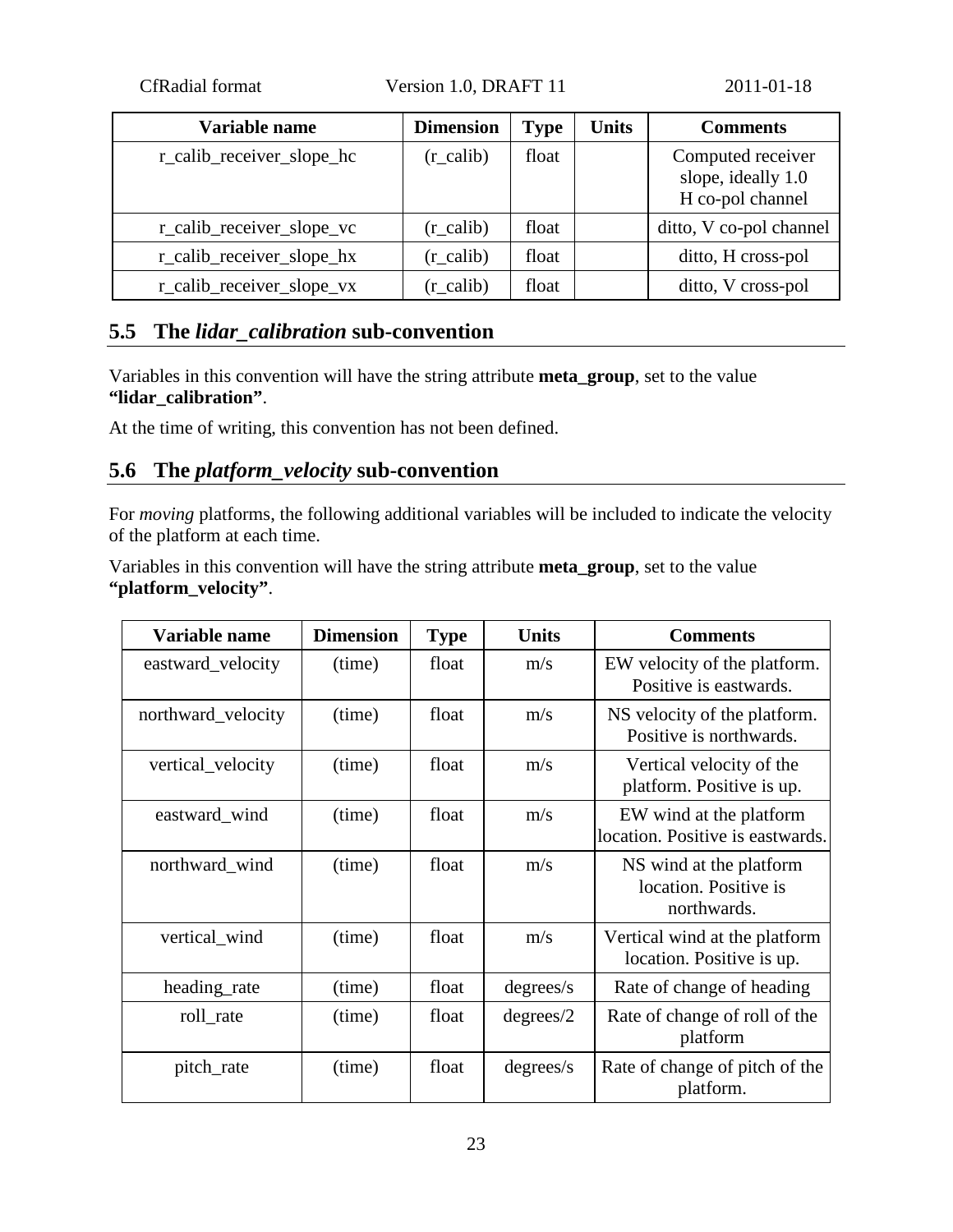| Variable name | Dimension | Type | Units | Comments |
| --- | --- | --- | --- | --- |
| r_calib_receiver_slope_hc | (r_calib) | float | | Computed receiver slope, ideally 1.0 H co-pol channel |
| r_calib_receiver_slope_vc | (r_calib) | float | | ditto, V co-pol channel |
| r_calib_receiver_slope_hx | (r_calib) | float | | ditto, H cross-pol |
| r_calib_receiver_slope_vx | (r_calib) | float | | ditto, V cross-pol |

## 5.5 The *lidar_calibration* sub-convention

Variables in this convention will have the string attribute **meta_group**, set to the value **"lidar_calibration"**.

At the time of writing, this convention has not been defined.

## 5.6 The *platform_velocity* sub-convention

For *moving* platforms, the following additional variables will be included to indicate the velocity of the platform at each time.

Variables in this convention will have the string attribute **meta_group**, set to the value **"platform_velocity"**.

| Variable name | Dimension | Type | Units | Comments |
| --- | --- | --- | --- | --- |
| eastward_velocity | (time) | float | m/s | EW velocity of the platform. Positive is eastwards. |
| northward_velocity | (time) | float | m/s | NS velocity of the platform. Positive is northwards. |
| vertical_velocity | (time) | float | m/s | Vertical velocity of the platform. Positive is up. |
| eastward_wind | (time) | float | m/s | EW wind at the platform location. Positive is eastwards. |
| northward_wind | (time) | float | m/s | NS wind at the platform location. Positive is northwards. |
| vertical_wind | (time) | float | m/s | Vertical wind at the platform location. Positive is up. |
| heading_rate | (time) | float | degrees/s | Rate of change of heading |
| roll_rate | (time) | float | degrees/2 | Rate of change of roll of the platform |
| pitch_rate | (time) | float | degrees/s | Rate of change of pitch of the platform. |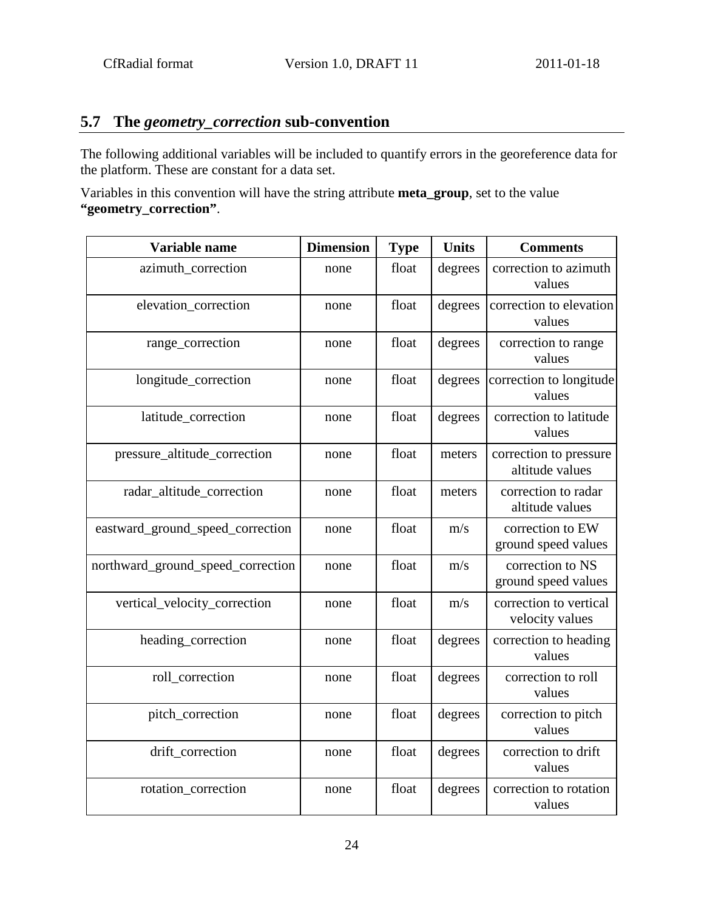## 5.7 The *geometry_correction* sub-convention

The following additional variables will be included to quantify errors in the georeference data for the platform. These are constant for a data set.

Variables in this convention will have the string attribute **meta_group**, set to the value **"geometry_correction"**.

| Variable name | Dimension | Type | Units | Comments |
|---|---|---|---|---|
| azimuth_correction | none | float | degrees | correction to azimuth values |
| elevation_correction | none | float | degrees | correction to elevation values |
| range_correction | none | float | degrees | correction to range values |
| longitude_correction | none | float | degrees | correction to longitude values |
| latitude_correction | none | float | degrees | correction to latitude values |
| pressure_altitude_correction | none | float | meters | correction to pressure altitude values |
| radar_altitude_correction | none | float | meters | correction to radar altitude values |
| eastward_ground_speed_correction | none | float | m/s | correction to EW ground speed values |
| northward_ground_speed_correction | none | float | m/s | correction to NS ground speed values |
| vertical_velocity_correction | none | float | m/s | correction to vertical velocity values |
| heading_correction | none | float | degrees | correction to heading values |
| roll_correction | none | float | degrees | correction to roll values |
| pitch_correction | none | float | degrees | correction to pitch values |
| drift_correction | none | float | degrees | correction to drift values |
| rotation_correction | none | float | degrees | correction to rotation values |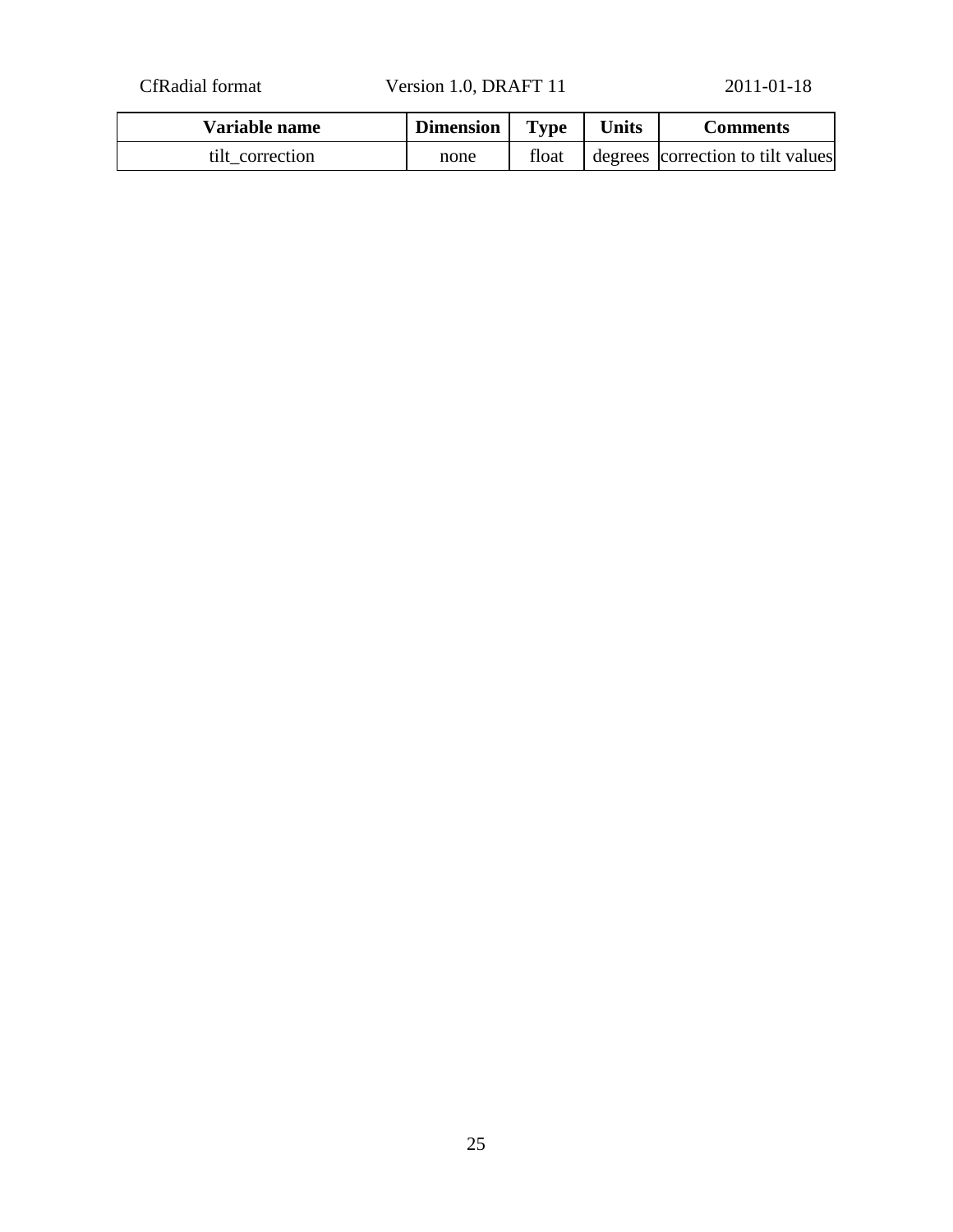| Variable name | Dimension | Type | Units | Comments |
| --- | --- | --- | --- | --- |
| tilt_correction | none | float | degrees | correction to tilt values |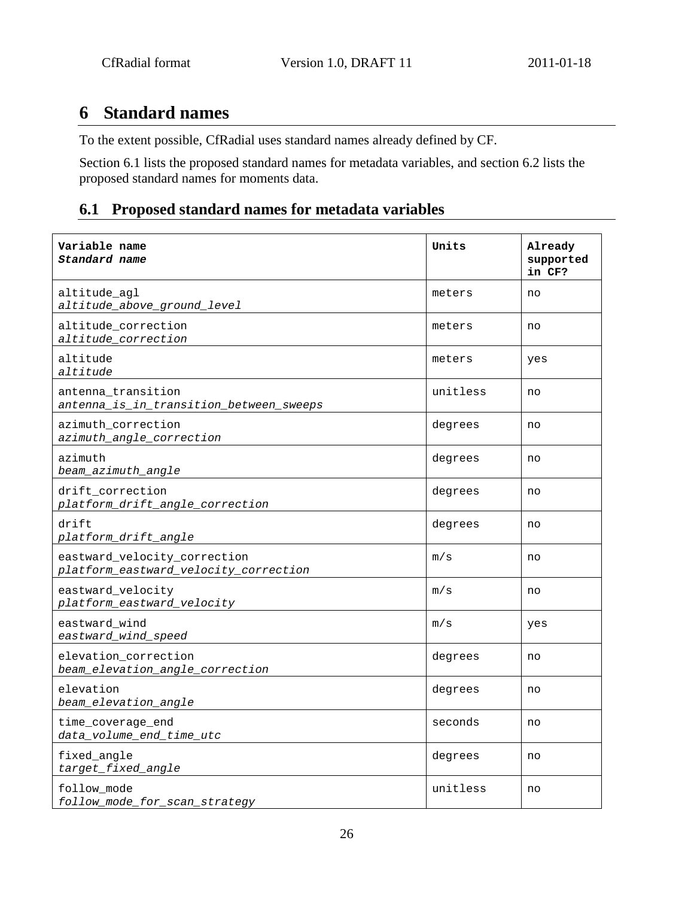# 6 Standard names

To the extent possible, CfRadial uses standard names already defined by CF.

Section 6.1 lists the proposed standard names for metadata variables, and section 6.2 lists the proposed standard names for moments data.

## 6.1 Proposed standard names for metadata variables

| **Variable name**<br>***Standard name*** | **Units** | **Already supported in CF?** |
|---|---|---|
| altitude_agl<br>*altitude_above_ground_level* | meters | no |
| altitude_correction<br>*altitude_correction* | meters | no |
| altitude<br>*altitude* | meters | yes |
| antenna_transition<br>*antenna_is_in_transition_between_sweeps* | unitless | no |
| azimuth_correction<br>*azimuth_angle_correction* | degrees | no |
| azimuth<br>*beam_azimuth_angle* | degrees | no |
| drift_correction<br>*platform_drift_angle_correction* | degrees | no |
| drift<br>*platform_drift_angle* | degrees | no |
| eastward_velocity_correction<br>*platform_eastward_velocity_correction* | m/s | no |
| eastward_velocity<br>*platform_eastward_velocity* | m/s | no |
| eastward_wind<br>*eastward_wind_speed* | m/s | yes |
| elevation_correction<br>*beam_elevation_angle_correction* | degrees | no |
| elevation<br>*beam_elevation_angle* | degrees | no |
| time_coverage_end<br>*data_volume_end_time_utc* | seconds | no |
| fixed_angle<br>*target_fixed_angle* | degrees | no |
| follow_mode<br>*follow_mode_for_scan_strategy* | unitless | no |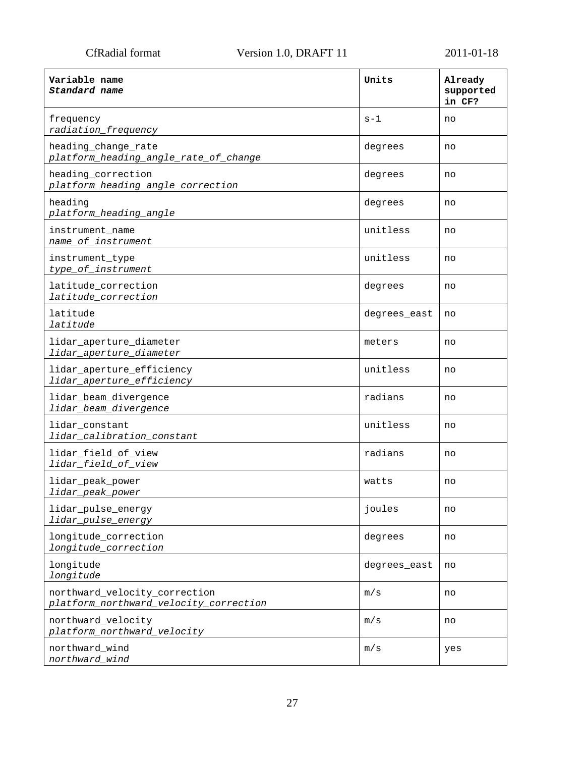| Variable name<br>*Standard name* | Units | Already supported in CF? |
|---|---|---|
| frequency<br>*radiation_frequency* | s-1 | no |
| heading_change_rate<br>*platform_heading_angle_rate_of_change* | degrees | no |
| heading_correction<br>*platform_heading_angle_correction* | degrees | no |
| heading<br>*platform_heading_angle* | degrees | no |
| instrument_name<br>*name_of_instrument* | unitless | no |
| instrument_type<br>*type_of_instrument* | unitless | no |
| latitude_correction<br>*latitude_correction* | degrees | no |
| latitude<br>*latitude* | degrees_east | no |
| lidar_aperture_diameter<br>*lidar_aperture_diameter* | meters | no |
| lidar_aperture_efficiency<br>*lidar_aperture_efficiency* | unitless | no |
| lidar_beam_divergence<br>*lidar_beam_divergence* | radians | no |
| lidar_constant<br>*lidar_calibration_constant* | unitless | no |
| lidar_field_of_view<br>*lidar_field_of_view* | radians | no |
| lidar_peak_power<br>*lidar_peak_power* | watts | no |
| lidar_pulse_energy<br>*lidar_pulse_energy* | joules | no |
| longitude_correction<br>*longitude_correction* | degrees | no |
| longitude<br>*longitude* | degrees_east | no |
| northward_velocity_correction<br>*platform_northward_velocity_correction* | m/s | no |
| northward_velocity<br>*platform_northward_velocity* | m/s | no |
| northward_wind<br>*northward_wind* | m/s | yes |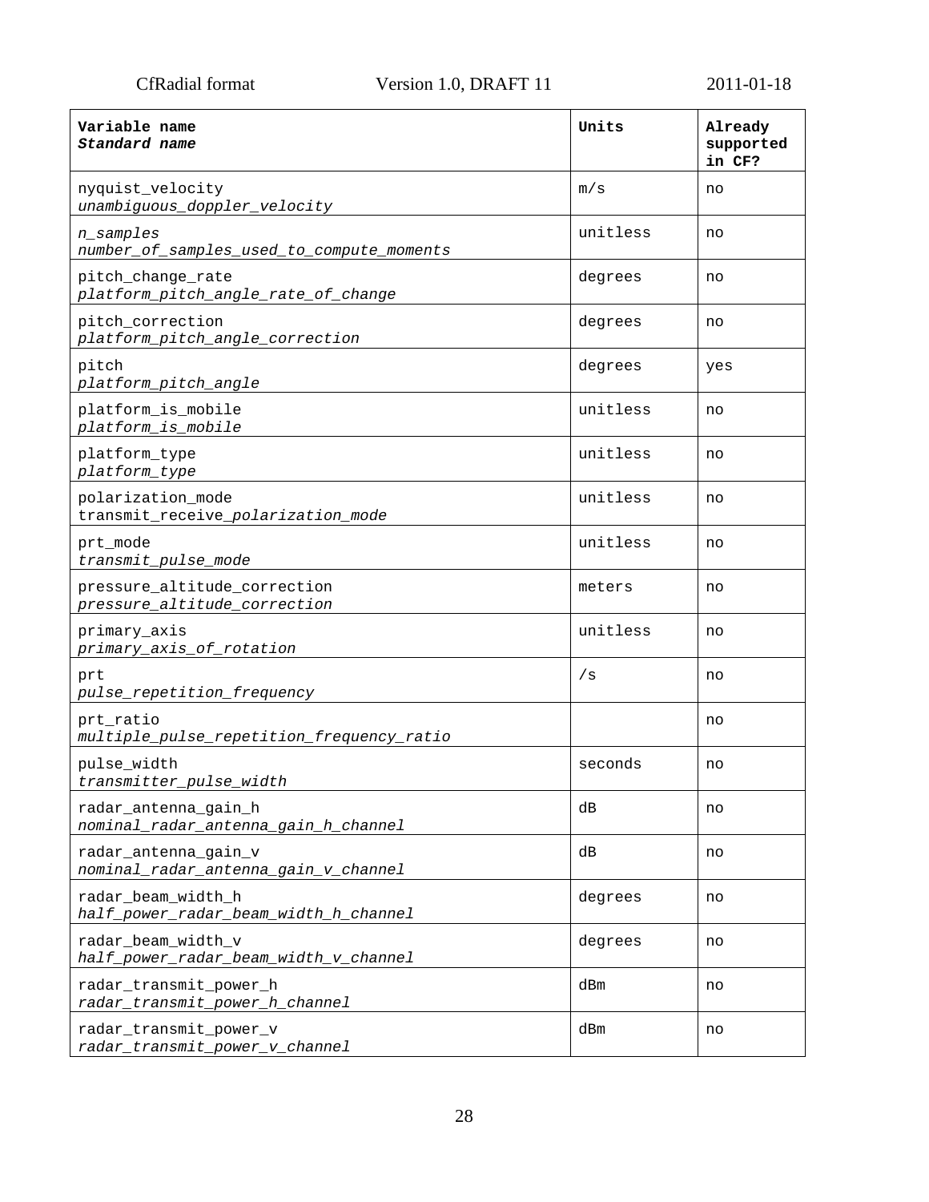| **Variable name**<br>***Standard name*** | **Units** | **Already supported in CF?** |
|---|---|---|
| nyquist_velocity<br>*unambiguous_doppler_velocity* | m/s | no |
| *n_samples*<br>*number_of_samples_used_to_compute_moments* | unitless | no |
| pitch_change_rate<br>*platform_pitch_angle_rate_of_change* | degrees | no |
| pitch_correction<br>*platform_pitch_angle_correction* | degrees | no |
| pitch<br>*platform_pitch_angle* | degrees | yes |
| platform_is_mobile<br>*platform_is_mobile* | unitless | no |
| platform_type<br>*platform_type* | unitless | no |
| polarization_mode<br>transmit_receive_*polarization_mode* | unitless | no |
| prt_mode<br>*transmit_pulse_mode* | unitless | no |
| pressure_altitude_correction<br>*pressure_altitude_correction* | meters | no |
| primary_axis<br>*primary_axis_of_rotation* | unitless | no |
| prt<br>*pulse_repetition_frequency* | /s | no |
| prt_ratio<br>*multiple_pulse_repetition_frequency_ratio* | | no |
| pulse_width<br>*transmitter_pulse_width* | seconds | no |
| radar_antenna_gain_h<br>*nominal_radar_antenna_gain_h_channel* | dB | no |
| radar_antenna_gain_v<br>*nominal_radar_antenna_gain_v_channel* | dB | no |
| radar_beam_width_h<br>*half_power_radar_beam_width_h_channel* | degrees | no |
| radar_beam_width_v<br>*half_power_radar_beam_width_v_channel* | degrees | no |
| radar_transmit_power_h<br>*radar_transmit_power_h_channel* | dBm | no |
| radar_transmit_power_v<br>*radar_transmit_power_v_channel* | dBm | no |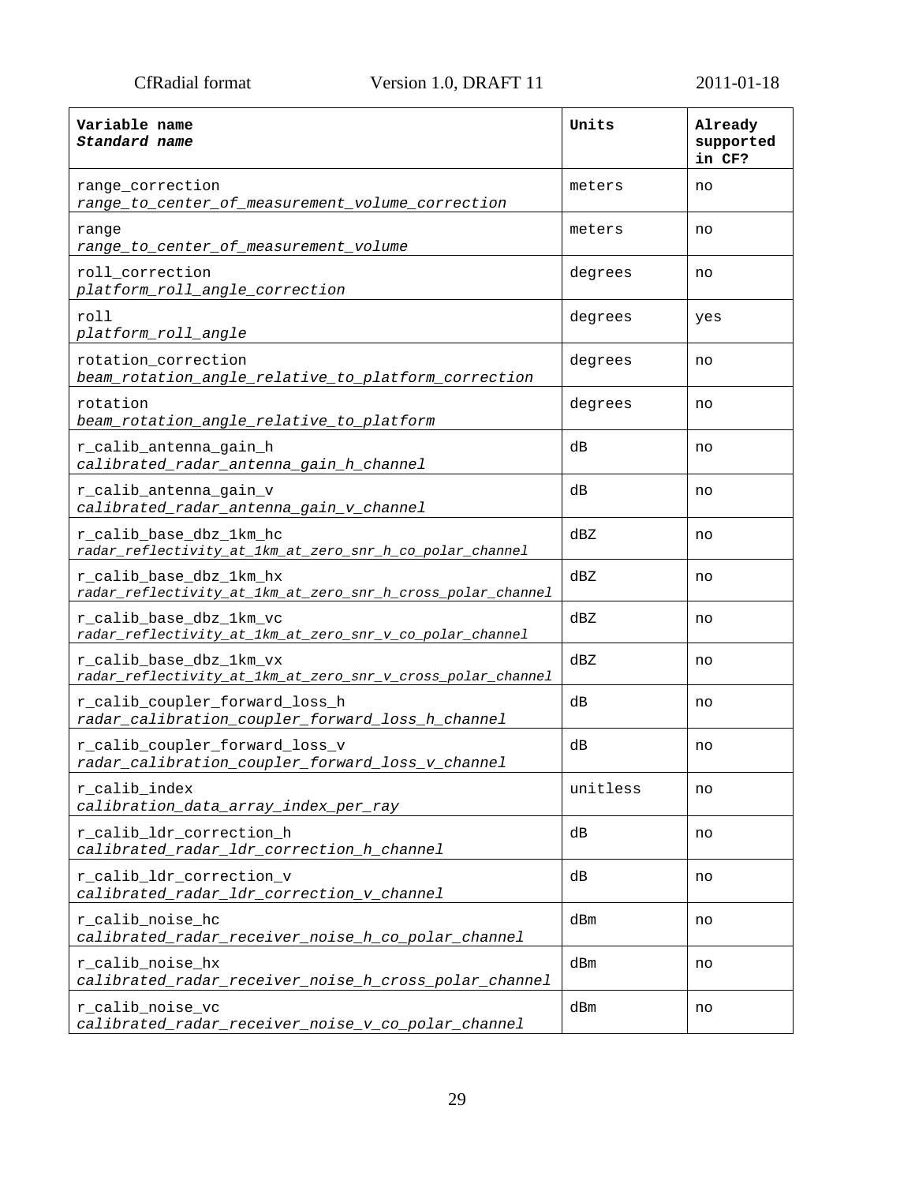| Variable name<br>*Standard name* | Units | Already supported in CF? |
|---|---|---|
| range_correction<br>*range_to_center_of_measurement_volume_correction* | meters | no |
| range<br>*range_to_center_of_measurement_volume* | meters | no |
| roll_correction<br>*platform_roll_angle_correction* | degrees | no |
| roll<br>*platform_roll_angle* | degrees | yes |
| rotation_correction<br>*beam_rotation_angle_relative_to_platform_correction* | degrees | no |
| rotation<br>*beam_rotation_angle_relative_to_platform* | degrees | no |
| r_calib_antenna_gain_h<br>*calibrated_radar_antenna_gain_h_channel* | dB | no |
| r_calib_antenna_gain_v<br>*calibrated_radar_antenna_gain_v_channel* | dB | no |
| r_calib_base_dbz_1km_hc<br>*radar_reflectivity_at_1km_at_zero_snr_h_co_polar_channel* | dBZ | no |
| r_calib_base_dbz_1km_hx<br>*radar_reflectivity_at_1km_at_zero_snr_h_cross_polar_channel* | dBZ | no |
| r_calib_base_dbz_1km_vc<br>*radar_reflectivity_at_1km_at_zero_snr_v_co_polar_channel* | dBZ | no |
| r_calib_base_dbz_1km_vx<br>*radar_reflectivity_at_1km_at_zero_snr_v_cross_polar_channel* | dBZ | no |
| r_calib_coupler_forward_loss_h<br>*radar_calibration_coupler_forward_loss_h_channel* | dB | no |
| r_calib_coupler_forward_loss_v<br>*radar_calibration_coupler_forward_loss_v_channel* | dB | no |
| r_calib_index<br>*calibration_data_array_index_per_ray* | unitless | no |
| r_calib_ldr_correction_h<br>*calibrated_radar_ldr_correction_h_channel* | dB | no |
| r_calib_ldr_correction_v<br>*calibrated_radar_ldr_correction_v_channel* | dB | no |
| r_calib_noise_hc<br>*calibrated_radar_receiver_noise_h_co_polar_channel* | dBm | no |
| r_calib_noise_hx<br>*calibrated_radar_receiver_noise_h_cross_polar_channel* | dBm | no |
| r_calib_noise_vc<br>*calibrated_radar_receiver_noise_v_co_polar_channel* | dBm | no |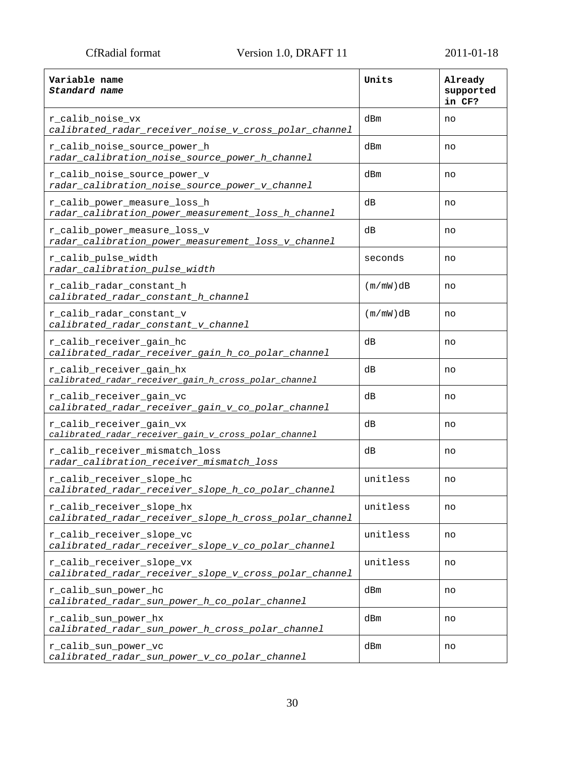| Variable name<br>*Standard name* | Units | Already supported in CF? |
|---|---|---|
| r_calib_noise_vx<br>*calibrated_radar_receiver_noise_v_cross_polar_channel* | dBm | no |
| r_calib_noise_source_power_h<br>*radar_calibration_noise_source_power_h_channel* | dBm | no |
| r_calib_noise_source_power_v<br>*radar_calibration_noise_source_power_v_channel* | dBm | no |
| r_calib_power_measure_loss_h<br>*radar_calibration_power_measurement_loss_h_channel* | dB | no |
| r_calib_power_measure_loss_v<br>*radar_calibration_power_measurement_loss_v_channel* | dB | no |
| r_calib_pulse_width<br>*radar_calibration_pulse_width* | seconds | no |
| r_calib_radar_constant_h<br>*calibrated_radar_constant_h_channel* | (m/mW)dB | no |
| r_calib_radar_constant_v<br>*calibrated_radar_constant_v_channel* | (m/mW)dB | no |
| r_calib_receiver_gain_hc<br>*calibrated_radar_receiver_gain_h_co_polar_channel* | dB | no |
| r_calib_receiver_gain_hx<br>*calibrated_radar_receiver_gain_h_cross_polar_channel* | dB | no |
| r_calib_receiver_gain_vc<br>*calibrated_radar_receiver_gain_v_co_polar_channel* | dB | no |
| r_calib_receiver_gain_vx<br>*calibrated_radar_receiver_gain_v_cross_polar_channel* | dB | no |
| r_calib_receiver_mismatch_loss<br>*radar_calibration_receiver_mismatch_loss* | dB | no |
| r_calib_receiver_slope_hc<br>*calibrated_radar_receiver_slope_h_co_polar_channel* | unitless | no |
| r_calib_receiver_slope_hx<br>*calibrated_radar_receiver_slope_h_cross_polar_channel* | unitless | no |
| r_calib_receiver_slope_vc<br>*calibrated_radar_receiver_slope_v_co_polar_channel* | unitless | no |
| r_calib_receiver_slope_vx<br>*calibrated_radar_receiver_slope_v_cross_polar_channel* | unitless | no |
| r_calib_sun_power_hc<br>*calibrated_radar_sun_power_h_co_polar_channel* | dBm | no |
| r_calib_sun_power_hx<br>*calibrated_radar_sun_power_h_cross_polar_channel* | dBm | no |
| r_calib_sun_power_vc<br>*calibrated_radar_sun_power_v_co_polar_channel* | dBm | no |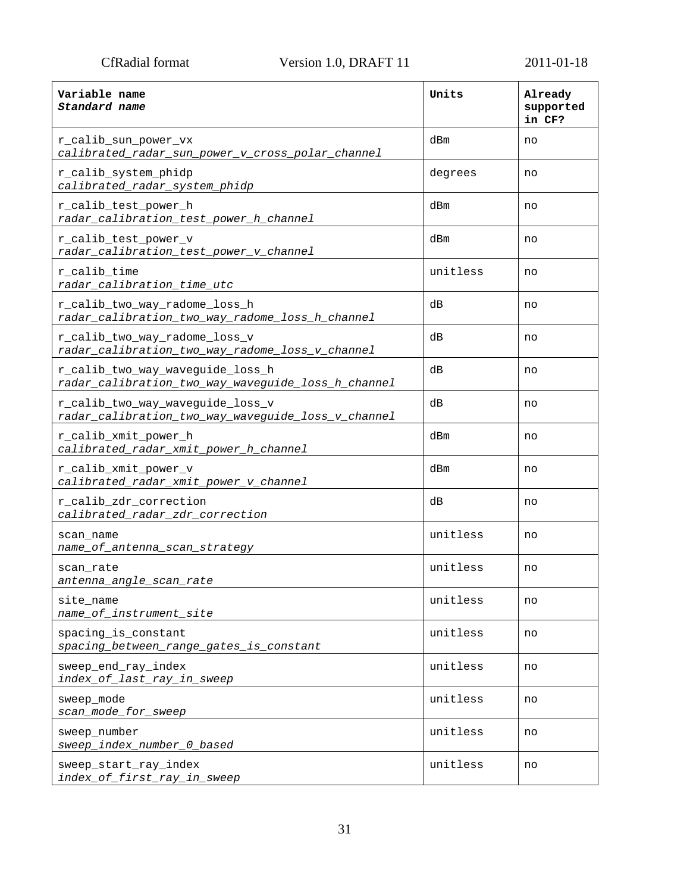| **Variable name**<br>***Standard name*** | **Units** | **Already supported in CF?** |
|---|---|---|
| r_calib_sun_power_vx<br>*calibrated_radar_sun_power_v_cross_polar_channel* | dBm | no |
| r_calib_system_phidp<br>*calibrated_radar_system_phidp* | degrees | no |
| r_calib_test_power_h<br>*radar_calibration_test_power_h_channel* | dBm | no |
| r_calib_test_power_v<br>*radar_calibration_test_power_v_channel* | dBm | no |
| r_calib_time<br>*radar_calibration_time_utc* | unitless | no |
| r_calib_two_way_radome_loss_h<br>*radar_calibration_two_way_radome_loss_h_channel* | dB | no |
| r_calib_two_way_radome_loss_v<br>*radar_calibration_two_way_radome_loss_v_channel* | dB | no |
| r_calib_two_way_waveguide_loss_h<br>*radar_calibration_two_way_waveguide_loss_h_channel* | dB | no |
| r_calib_two_way_waveguide_loss_v<br>*radar_calibration_two_way_waveguide_loss_v_channel* | dB | no |
| r_calib_xmit_power_h<br>*calibrated_radar_xmit_power_h_channel* | dBm | no |
| r_calib_xmit_power_v<br>*calibrated_radar_xmit_power_v_channel* | dBm | no |
| r_calib_zdr_correction<br>*calibrated_radar_zdr_correction* | dB | no |
| scan_name<br>*name_of_antenna_scan_strategy* | unitless | no |
| scan_rate<br>*antenna_angle_scan_rate* | unitless | no |
| site_name<br>*name_of_instrument_site* | unitless | no |
| spacing_is_constant<br>*spacing_between_range_gates_is_constant* | unitless | no |
| sweep_end_ray_index<br>*index_of_last_ray_in_sweep* | unitless | no |
| sweep_mode<br>*scan_mode_for_sweep* | unitless | no |
| sweep_number<br>*sweep_index_number_0_based* | unitless | no |
| sweep_start_ray_index<br>*index_of_first_ray_in_sweep* | unitless | no |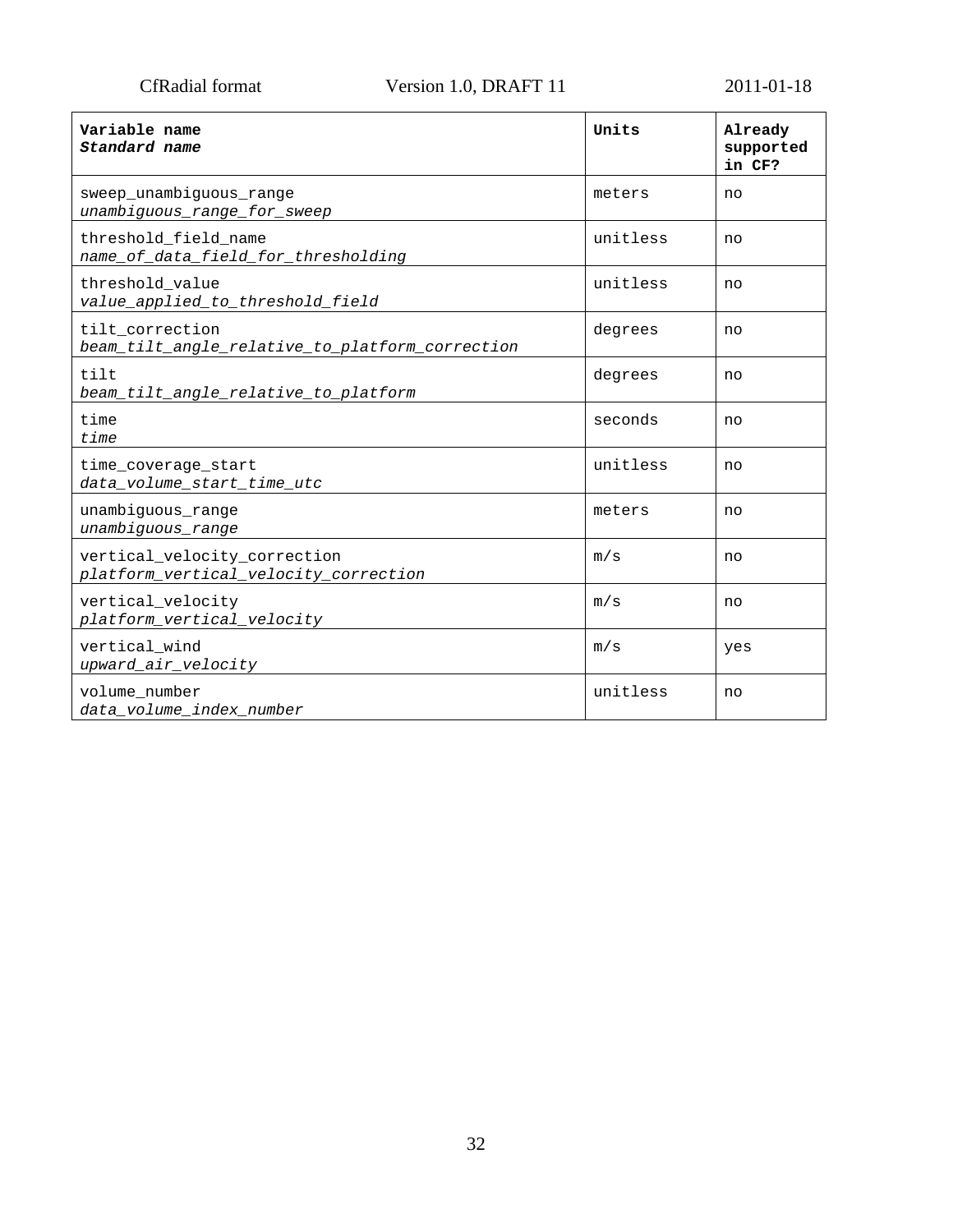| **Variable name**<br>***Standard name*** | **Units** | **Already supported in CF?** |
|---|---|---|
| sweep_unambiguous_range<br>*unambiguous_range_for_sweep* | meters | no |
| threshold_field_name<br>*name_of_data_field_for_thresholding* | unitless | no |
| threshold_value<br>*value_applied_to_threshold_field* | unitless | no |
| tilt_correction<br>*beam_tilt_angle_relative_to_platform_correction* | degrees | no |
| tilt<br>*beam_tilt_angle_relative_to_platform* | degrees | no |
| time<br>*time* | seconds | no |
| time_coverage_start<br>*data_volume_start_time_utc* | unitless | no |
| unambiguous_range<br>*unambiguous_range* | meters | no |
| vertical_velocity_correction<br>*platform_vertical_velocity_correction* | m/s | no |
| vertical_velocity<br>*platform_vertical_velocity* | m/s | no |
| vertical_wind<br>*upward_air_velocity* | m/s | yes |
| volume_number<br>*data_volume_index_number* | unitless | no |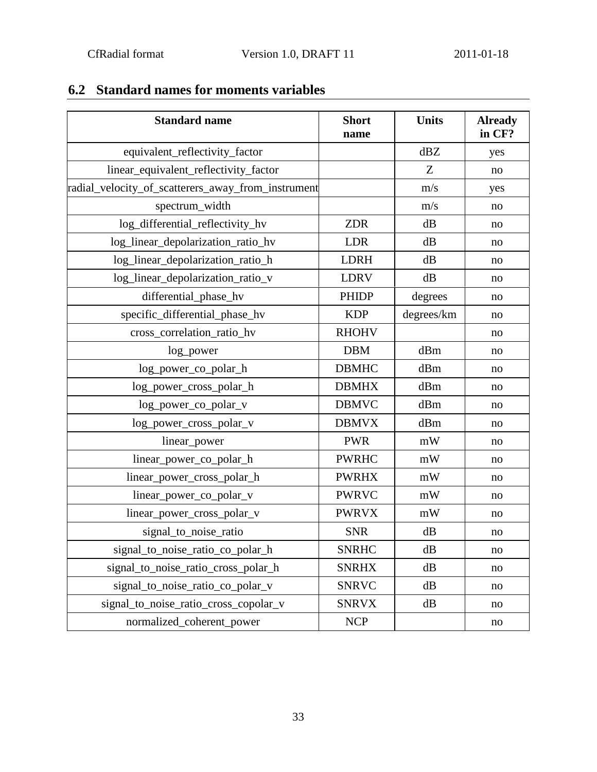## 6.2 Standard names for moments variables

| Standard name | Short name | Units | Already in CF? |
|---|---|---|---|
| equivalent_reflectivity_factor | | dBZ | yes |
| linear_equivalent_reflectivity_factor | | Z | no |
| radial_velocity_of_scatterers_away_from_instrument | | m/s | yes |
| spectrum_width | | m/s | no |
| log_differential_reflectivity_hv | ZDR | dB | no |
| log_linear_depolarization_ratio_hv | LDR | dB | no |
| log_linear_depolarization_ratio_h | LDRH | dB | no |
| log_linear_depolarization_ratio_v | LDRV | dB | no |
| differential_phase_hv | PHIDP | degrees | no |
| specific_differential_phase_hv | KDP | degrees/km | no |
| cross_correlation_ratio_hv | RHOHV | | no |
| log_power | DBM | dBm | no |
| log_power_co_polar_h | DBMHC | dBm | no |
| log_power_cross_polar_h | DBMHX | dBm | no |
| log_power_co_polar_v | DBMVC | dBm | no |
| log_power_cross_polar_v | DBMVX | dBm | no |
| linear_power | PWR | mW | no |
| linear_power_co_polar_h | PWRHC | mW | no |
| linear_power_cross_polar_h | PWRHX | mW | no |
| linear_power_co_polar_v | PWRVC | mW | no |
| linear_power_cross_polar_v | PWRVX | mW | no |
| signal_to_noise_ratio | SNR | dB | no |
| signal_to_noise_ratio_co_polar_h | SNRHC | dB | no |
| signal_to_noise_ratio_cross_polar_h | SNRHX | dB | no |
| signal_to_noise_ratio_co_polar_v | SNRVC | dB | no |
| signal_to_noise_ratio_cross_copolar_v | SNRVX | dB | no |
| normalized_coherent_power | NCP | | no |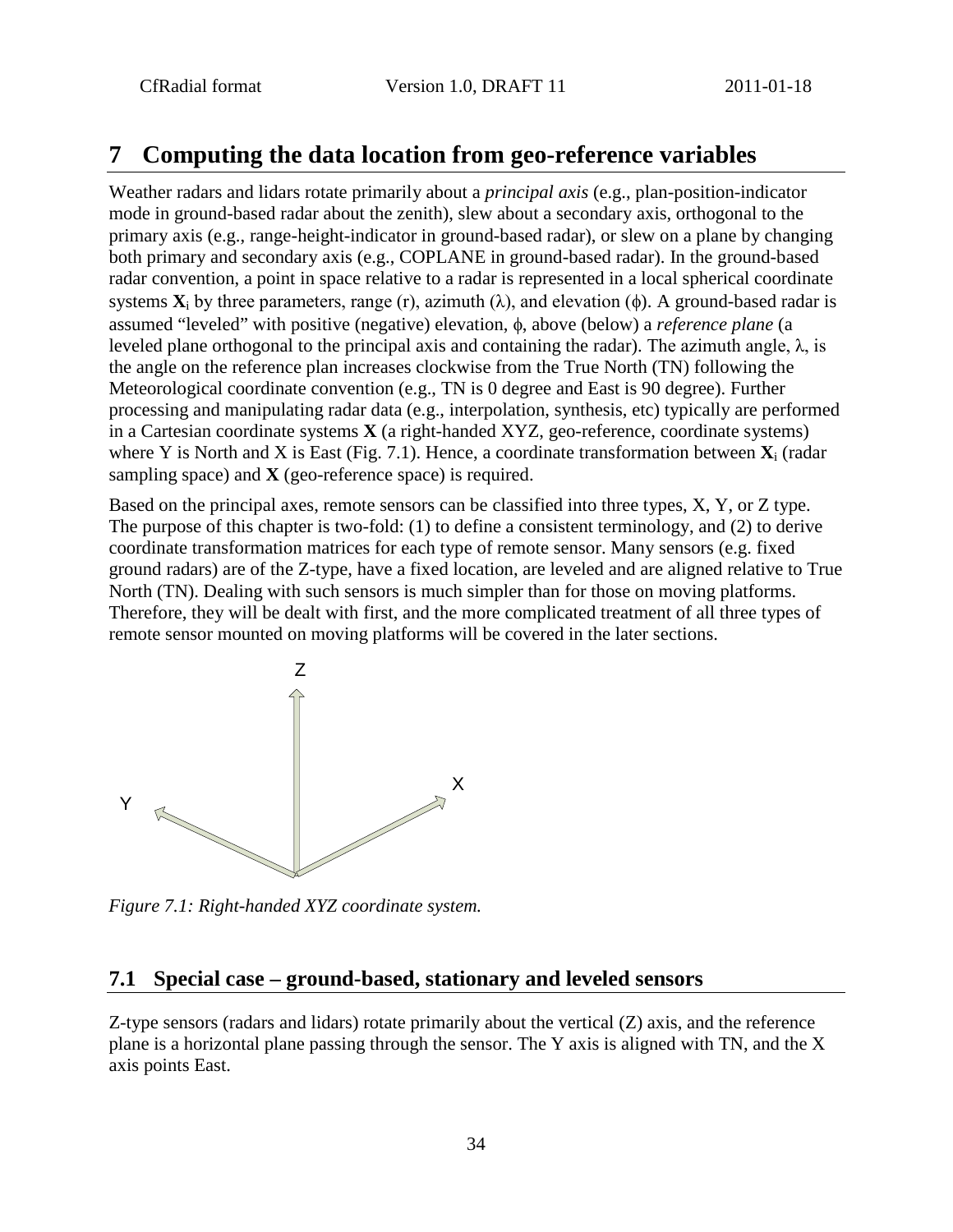# 7 Computing the data location from geo-reference variables

Weather radars and lidars rotate primarily about a *principal axis* (e.g., plan-position-indicator mode in ground-based radar about the zenith), slew about a secondary axis, orthogonal to the primary axis (e.g., range-height-indicator in ground-based radar), or slew on a plane by changing both primary and secondary axis (e.g., COPLANE in ground-based radar). In the ground-based radar convention, a point in space relative to a radar is represented in a local spherical coordinate systems $\mathbf{X}_i$ by three parameters, range (r), azimuth ($\lambda$), and elevation ($\phi$). A ground-based radar is assumed "leveled" with positive (negative) elevation, $\phi$, above (below) a *reference plane* (a leveled plane orthogonal to the principal axis and containing the radar). The azimuth angle, $\lambda$, is the angle on the reference plan increases clockwise from the True North (TN) following the Meteorological coordinate convention (e.g., TN is 0 degree and East is 90 degree). Further processing and manipulating radar data (e.g., interpolation, synthesis, etc) typically are performed in a Cartesian coordinate systems $\mathbf{X}$ (a right-handed XYZ, geo-reference, coordinate systems) where Y is North and X is East (Fig. 7.1). Hence, a coordinate transformation between $\mathbf{X}_i$ (radar sampling space) and $\mathbf{X}$ (geo-reference space) is required.

Based on the principal axes, remote sensors can be classified into three types, X, Y, or Z type. The purpose of this chapter is two-fold: (1) to define a consistent terminology, and (2) to derive coordinate transformation matrices for each type of remote sensor. Many sensors (e.g. fixed ground radars) are of the Z-type, have a fixed location, are leveled and are aligned relative to True North (TN). Dealing with such sensors is much simpler than for those on moving platforms. Therefore, they will be dealt with first, and the more complicated treatment of all three types of remote sensor mounted on moving platforms will be covered in the later sections.

*Figure 7.1: Right-handed XYZ coordinate system.*

## 7.1 Special case – ground-based, stationary and leveled sensors

Z-type sensors (radars and lidars) rotate primarily about the vertical (Z) axis, and the reference plane is a horizontal plane passing through the sensor. The Y axis is aligned with TN, and the X axis points East.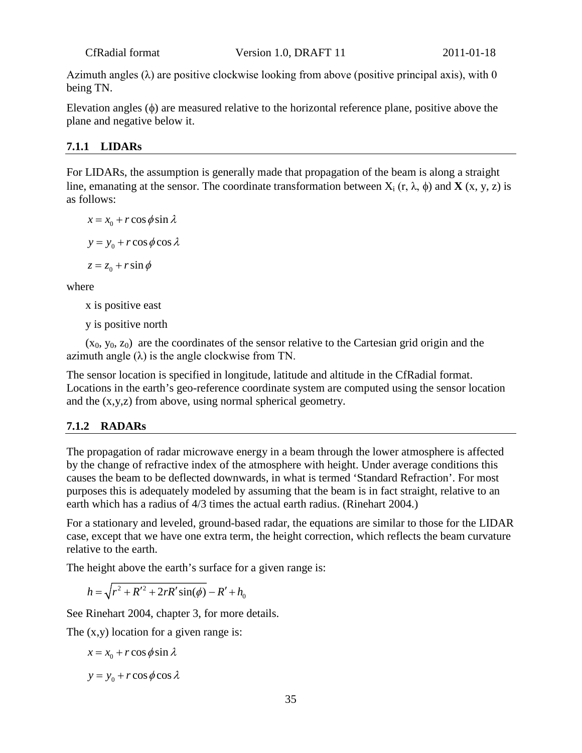Azimuth angles (λ) are positive clockwise looking from above (positive principal axis), with 0 being TN.

Elevation angles (ϕ) are measured relative to the horizontal reference plane, positive above the plane and negative below it.

### 7.1.1 LIDARs

For LIDARs, the assumption is generally made that propagation of the beam is along a straight line, emanating at the sensor. The coordinate transformation between $X_i$ (r, λ, ϕ) and **X** (x, y, z) is as follows:

$$x = x_0 + r\cos\phi\sin\lambda$$

$$y = y_0 + r\cos\phi\cos\lambda$$

$$z = z_0 + r\sin\phi$$

where

x is positive east

y is positive north

$(x_0, y_0, z_0)$ are the coordinates of the sensor relative to the Cartesian grid origin and the azimuth angle (λ) is the angle clockwise from TN.

The sensor location is specified in longitude, latitude and altitude in the CfRadial format. Locations in the earth's geo-reference coordinate system are computed using the sensor location and the (x,y,z) from above, using normal spherical geometry.

### 7.1.2 RADARs

The propagation of radar microwave energy in a beam through the lower atmosphere is affected by the change of refractive index of the atmosphere with height. Under average conditions this causes the beam to be deflected downwards, in what is termed 'Standard Refraction'. For most purposes this is adequately modeled by assuming that the beam is in fact straight, relative to an earth which has a radius of 4/3 times the actual earth radius. (Rinehart 2004.)

For a stationary and leveled, ground-based radar, the equations are similar to those for the LIDAR case, except that we have one extra term, the height correction, which reflects the beam curvature relative to the earth.

The height above the earth's surface for a given range is:

$$h = \sqrt{r^2 + R'^2 + 2rR'\sin(\phi)} - R' + h_0$$

See Rinehart 2004, chapter 3, for more details.

The (x,y) location for a given range is:

$$x = x_0 + r\cos\phi\sin\lambda$$

$$y = y_0 + r\cos\phi\cos\lambda$$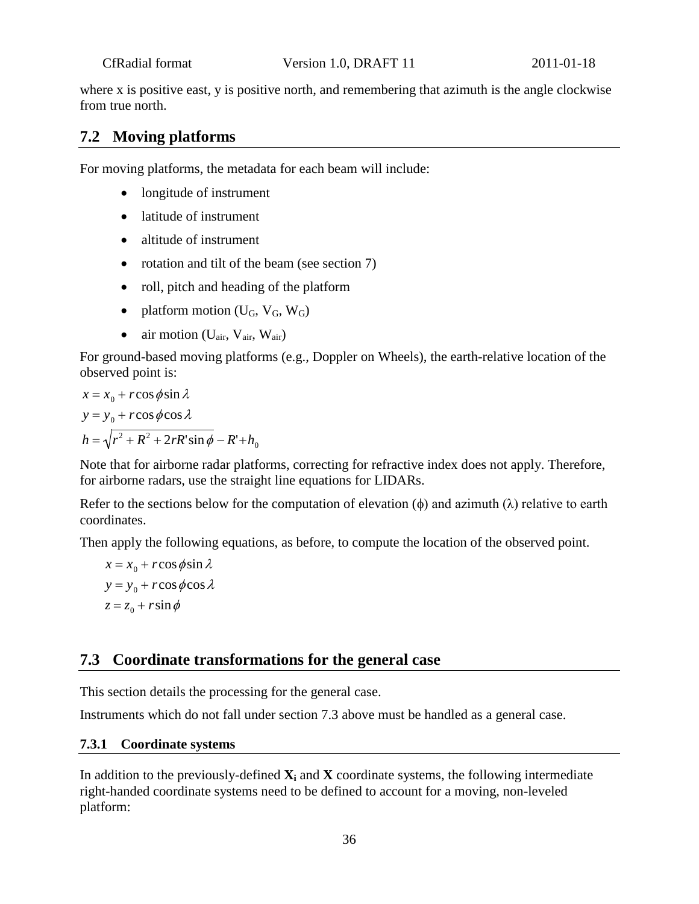where x is positive east, y is positive north, and remembering that azimuth is the angle clockwise from true north.

## 7.2 Moving platforms

For moving platforms, the metadata for each beam will include:

- longitude of instrument
- latitude of instrument
- altitude of instrument
- rotation and tilt of the beam (see section 7)
- roll, pitch and heading of the platform
- platform motion ($U_G$, $V_G$, $W_G$)
- air motion ($U_{air}$, $V_{air}$, $W_{air}$)

For ground-based moving platforms (e.g., Doppler on Wheels), the earth-relative location of the observed point is:

$$x = x_0 + r\cos\phi\sin\lambda$$

$$y = y_0 + r\cos\phi\cos\lambda$$

$$h = \sqrt{r^2 + R^2 + 2rR'\sin\phi} - R' + h_0$$

Note that for airborne radar platforms, correcting for refractive index does not apply. Therefore, for airborne radars, use the straight line equations for LIDARs.

Refer to the sections below for the computation of elevation ($\phi$) and azimuth ($\lambda$) relative to earth coordinates.

Then apply the following equations, as before, to compute the location of the observed point.

$$x = x_0 + r\cos\phi\sin\lambda$$

$$y = y_0 + r\cos\phi\cos\lambda$$

$$z = z_0 + r\sin\phi$$

## 7.3 Coordinate transformations for the general case

This section details the processing for the general case.

Instruments which do not fall under section 7.3 above must be handled as a general case.

### 7.3.1 Coordinate systems

In addition to the previously-defined $\mathbf{X_i}$ and $\mathbf{X}$ coordinate systems, the following intermediate right-handed coordinate systems need to be defined to account for a moving, non-leveled platform: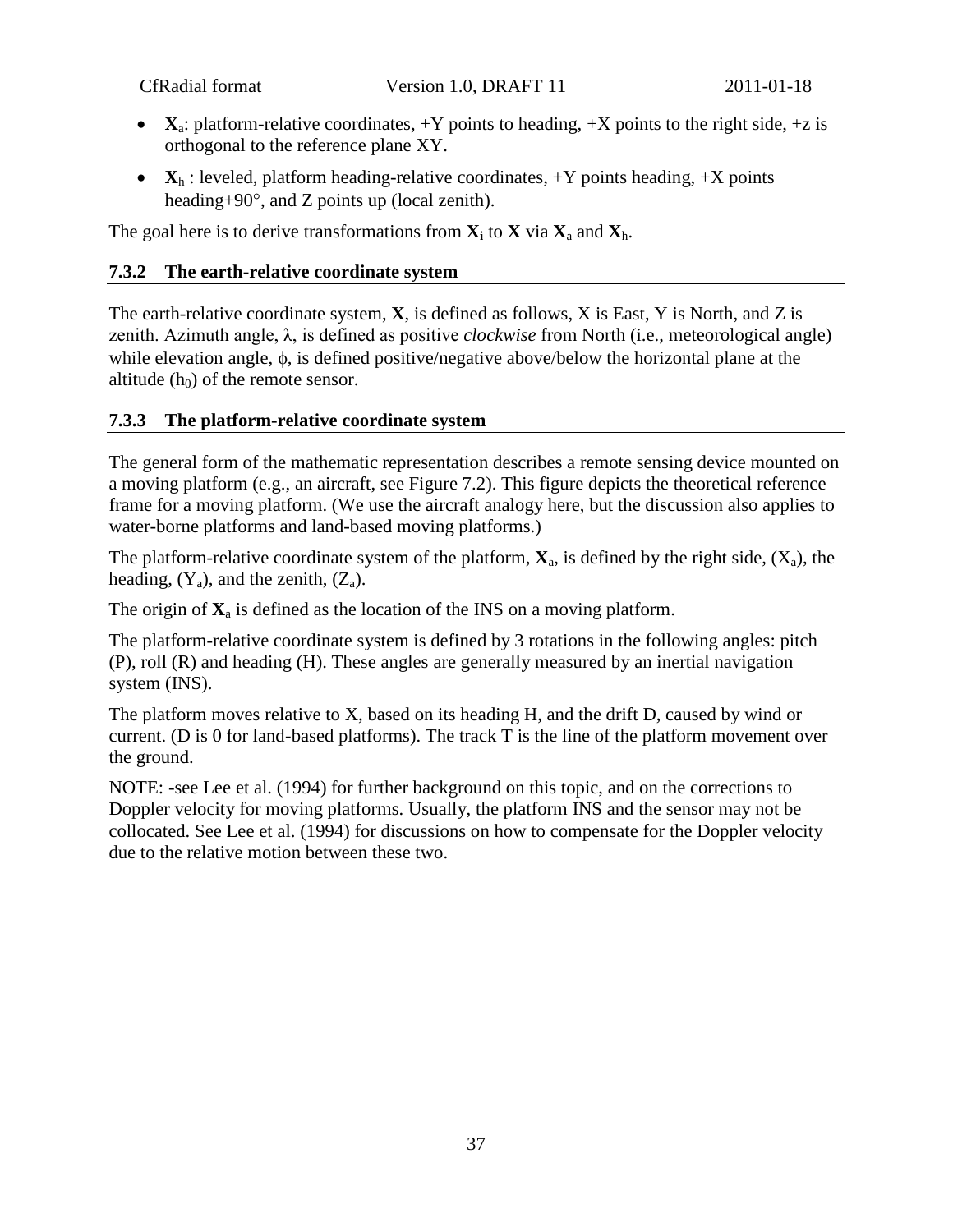- $\mathbf{X}_a$: platform-relative coordinates, +Y points to heading, +X points to the right side, +z is orthogonal to the reference plane XY.
- $\mathbf{X}_h$ : leveled, platform heading-relative coordinates, +Y points heading, +X points heading+90°, and Z points up (local zenith).

The goal here is to derive transformations from $\mathbf{X_i}$ to $\mathbf{X}$ via $\mathbf{X}_a$ and $\mathbf{X}_h$.

### 7.3.2 The earth-relative coordinate system

The earth-relative coordinate system, **X**, is defined as follows, X is East, Y is North, and Z is zenith. Azimuth angle, $\lambda$, is defined as positive *clockwise* from North (i.e., meteorological angle) while elevation angle, $\phi$, is defined positive/negative above/below the horizontal plane at the altitude ($h_0$) of the remote sensor.

### 7.3.3 The platform-relative coordinate system

The general form of the mathematic representation describes a remote sensing device mounted on a moving platform (e.g., an aircraft, see Figure 7.2). This figure depicts the theoretical reference frame for a moving platform. (We use the aircraft analogy here, but the discussion also applies to water-borne platforms and land-based moving platforms.)

The platform-relative coordinate system of the platform, $\mathbf{X}_a$, is defined by the right side, ($X_a$), the heading, ($Y_a$), and the zenith, ($Z_a$).

The origin of $\mathbf{X}_a$ is defined as the location of the INS on a moving platform.

The platform-relative coordinate system is defined by 3 rotations in the following angles: pitch (P), roll (R) and heading (H). These angles are generally measured by an inertial navigation system (INS).

The platform moves relative to X, based on its heading H, and the drift D, caused by wind or current. (D is 0 for land-based platforms). The track T is the line of the platform movement over the ground.

NOTE: -see Lee et al. (1994) for further background on this topic, and on the corrections to Doppler velocity for moving platforms. Usually, the platform INS and the sensor may not be collocated. See Lee et al. (1994) for discussions on how to compensate for the Doppler velocity due to the relative motion between these two.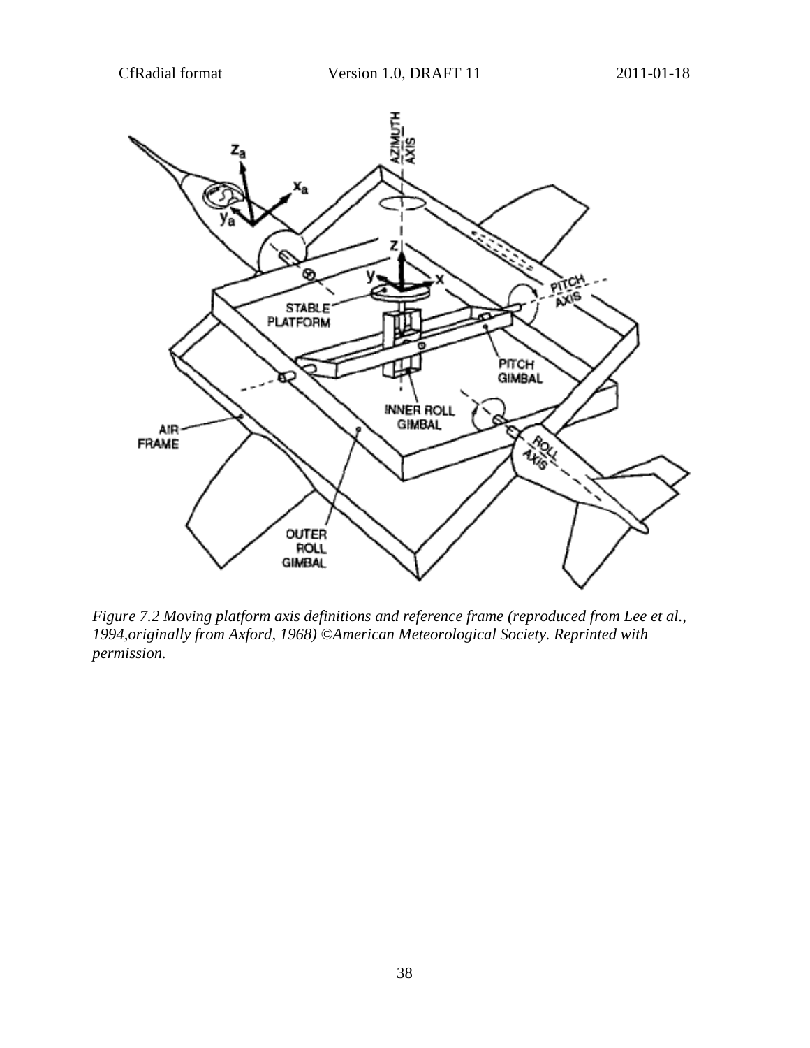*Figure 7.2 Moving platform axis definitions and reference frame (reproduced from Lee et al., 1994,originally from Axford, 1968) ©American Meteorological Society. Reprinted with permission.*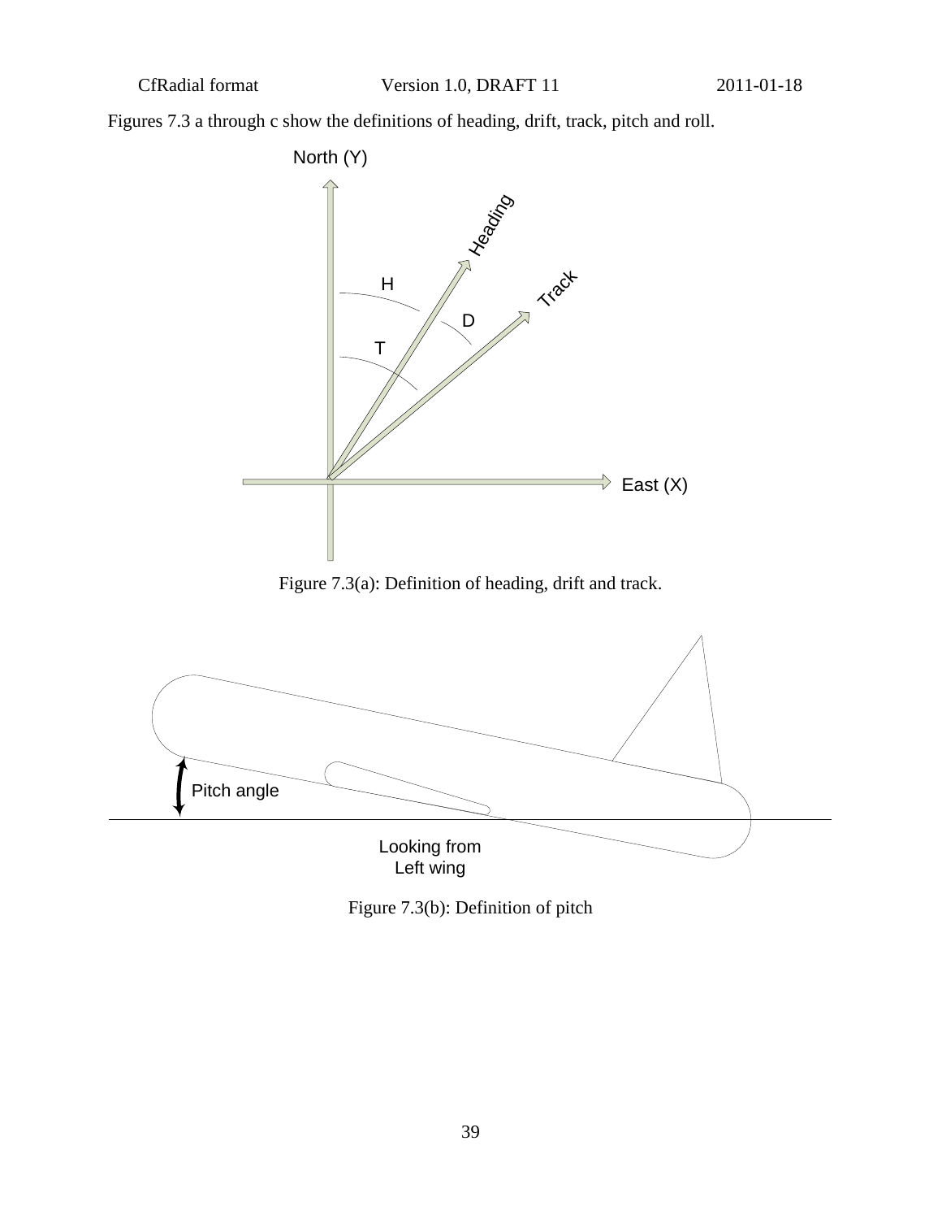Figures 7.3 a through c show the definitions of heading, drift, track, pitch and roll.

Figure 7.3(a): Definition of heading, drift and track.

Figure 7.3(b): Definition of pitch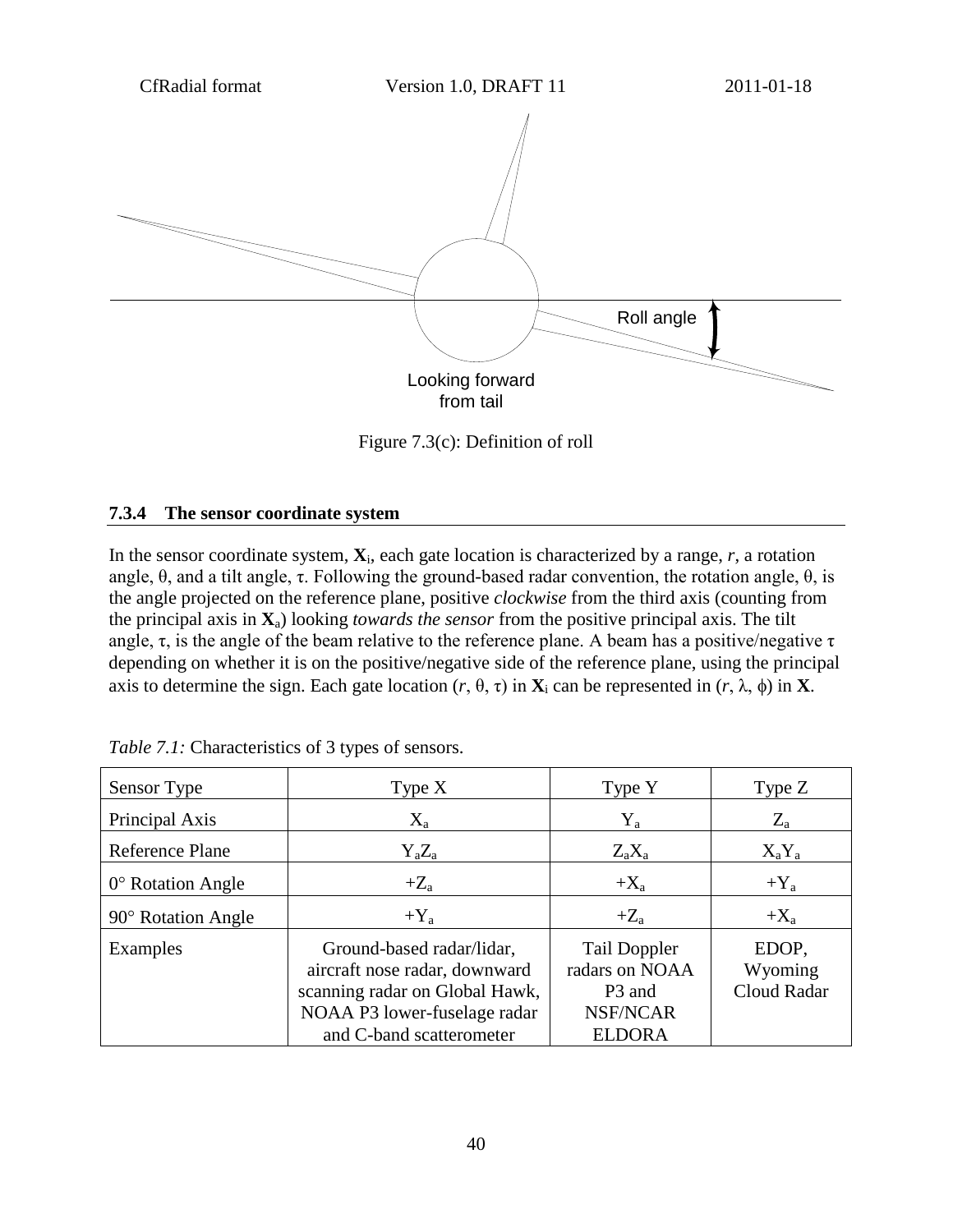Roll angle

Looking forward from tail

Figure 7.3(c): Definition of roll

### 7.3.4 The sensor coordinate system

In the sensor coordinate system, $\mathbf{X}_i$, each gate location is characterized by a range, $r$, a rotation angle, $\theta$, and a tilt angle, $\tau$. Following the ground-based radar convention, the rotation angle, $\theta$, is the angle projected on the reference plane, positive *clockwise* from the third axis (counting from the principal axis in $\mathbf{X}_a$) looking *towards the sensor* from the positive principal axis. The tilt angle, $\tau$, is the angle of the beam relative to the reference plane. A beam has a positive/negative $\tau$ depending on whether it is on the positive/negative side of the reference plane, using the principal axis to determine the sign. Each gate location ($r$, $\theta$, $\tau$) in $\mathbf{X}_i$ can be represented in ($r$, $\lambda$, $\phi$) in $\mathbf{X}$.

*Table 7.1:* Characteristics of 3 types of sensors.

| Sensor Type | Type X | Type Y | Type Z |
|---|---|---|---|
| Principal Axis | $X_a$ | $Y_a$ | $Z_a$ |
| Reference Plane | $Y_aZ_a$ | $Z_aX_a$ | $X_aY_a$ |
| 0° Rotation Angle | $+Z_a$ | $+X_a$ | $+Y_a$ |
| 90° Rotation Angle | $+Y_a$ | $+Z_a$ | $+X_a$ |
| Examples | Ground-based radar/lidar, aircraft nose radar, downward scanning radar on Global Hawk, NOAA P3 lower-fuselage radar and C-band scatterometer | Tail Doppler radars on NOAA P3 and NSF/NCAR ELDORA | EDOP, Wyoming Cloud Radar |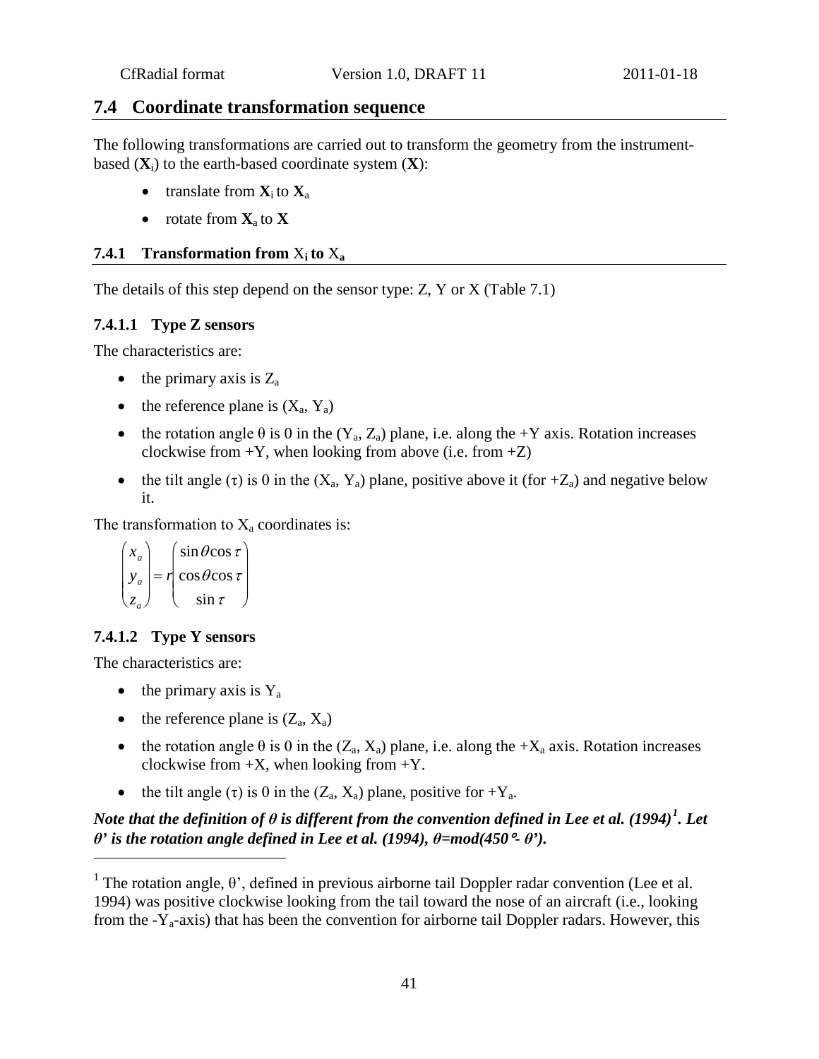## 7.4 Coordinate transformation sequence

The following transformations are carried out to transform the geometry from the instrument-based ($\mathbf{X}_i$) to the earth-based coordinate system ($\mathbf{X}$):

- translate from $\mathbf{X}_i$ to $\mathbf{X}_a$
- rotate from $\mathbf{X}_a$ to $\mathbf{X}$

### 7.4.1 Transformation from $X_i$ to $X_a$

The details of this step depend on the sensor type: Z, Y or X (Table 7.1)

#### 7.4.1.1 Type Z sensors

The characteristics are:

- the primary axis is $Z_a$
- the reference plane is ($X_a$, $Y_a$)
- the rotation angle θ is 0 in the ($Y_a$, $Z_a$) plane, i.e. along the +Y axis. Rotation increases clockwise from +Y, when looking from above (i.e. from +Z)
- the tilt angle (τ) is 0 in the ($X_a$, $Y_a$) plane, positive above it (for $+Z_a$) and negative below it.

The transformation to $X_a$ coordinates is:

$$\begin{pmatrix} x_a \\ y_a \\ z_a \end{pmatrix} = r \begin{pmatrix} \sin\theta\cos\tau \\ \cos\theta\cos\tau \\ \sin\tau \end{pmatrix}$$

#### 7.4.1.2 Type Y sensors

The characteristics are:

- the primary axis is $Y_a$
- the reference plane is ($Z_a$, $X_a$)
- the rotation angle θ is 0 in the ($Z_a$, $X_a$) plane, i.e. along the $+X_a$ axis. Rotation increases clockwise from +X, when looking from +Y.
- the tilt angle (τ) is 0 in the ($Z_a$, $X_a$) plane, positive for $+Y_a$.

***Note that the definition of θ is different from the convention defined in Lee et al. (1994)[1]. Let θ' is the rotation angle defined in Lee et al. (1994), θ=mod(450°- θ').***

[1] The rotation angle, θ', defined in previous airborne tail Doppler radar convention (Lee et al. 1994) was positive clockwise looking from the tail toward the nose of an aircraft (i.e., looking from the $-Y_a$-axis) that has been the convention for airborne tail Doppler radars. However, this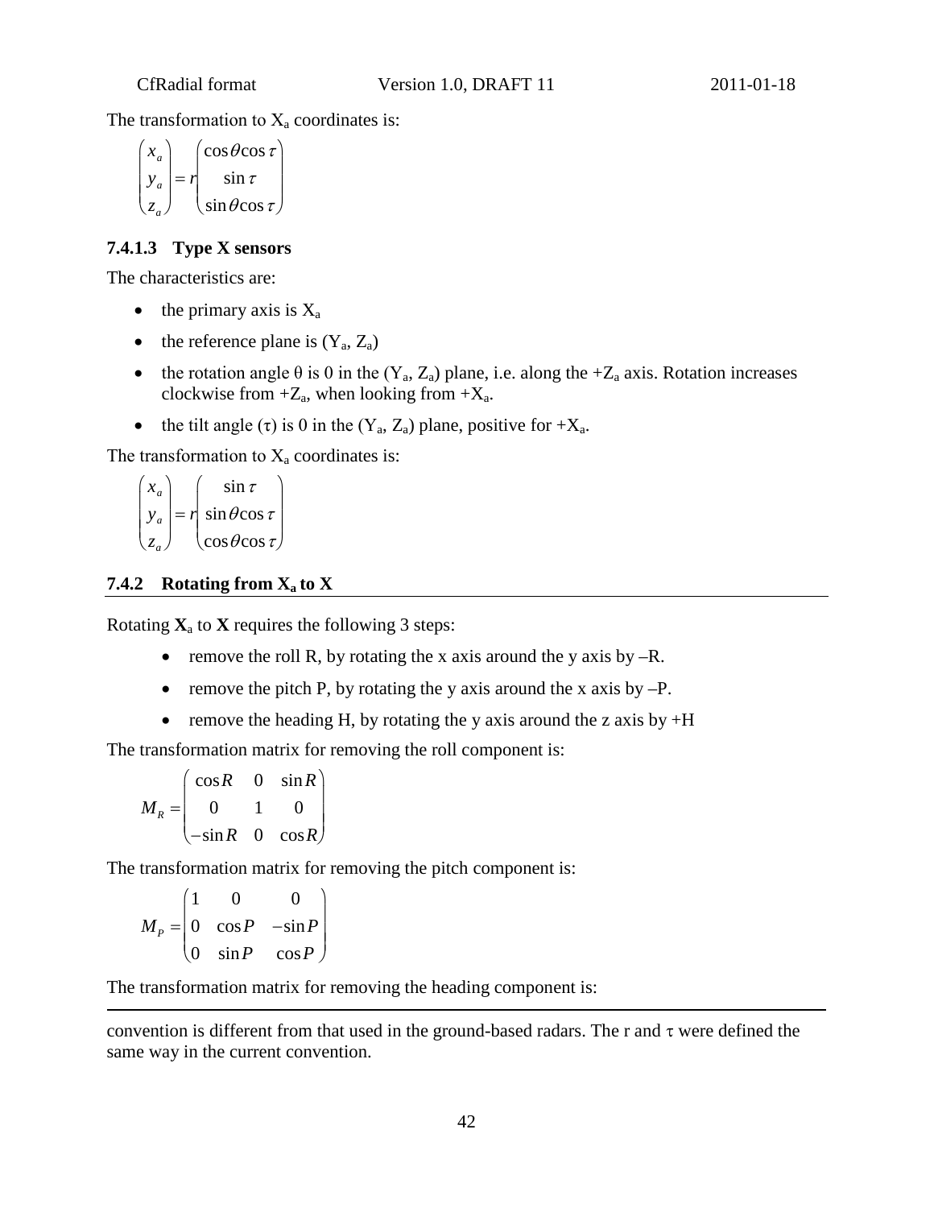The transformation to $X_a$ coordinates is:

$$\begin{pmatrix} x_a \\ y_a \\ z_a \end{pmatrix} = r \begin{pmatrix} \cos\theta\cos\tau \\ \sin\tau \\ \sin\theta\cos\tau \end{pmatrix}$$

#### 7.4.1.3 Type X sensors

The characteristics are:

- the primary axis is $X_a$
- the reference plane is ($Y_a$, $Z_a$)
- the rotation angle θ is 0 in the ($Y_a$, $Z_a$) plane, i.e. along the $+Z_a$ axis. Rotation increases clockwise from $+Z_a$, when looking from $+X_a$.
- the tilt angle (τ) is 0 in the ($Y_a$, $Z_a$) plane, positive for $+X_a$.

The transformation to $X_a$ coordinates is:

$$\begin{pmatrix} x_a \\ y_a \\ z_a \end{pmatrix} = r \begin{pmatrix} \sin\tau \\ \sin\theta\cos\tau \\ \cos\theta\cos\tau \end{pmatrix}$$

### 7.4.2 Rotating from $X_a$ to X

Rotating $\mathbf{X}_a$ to $\mathbf{X}$ requires the following 3 steps:

- remove the roll R, by rotating the x axis around the y axis by –R.
- remove the pitch P, by rotating the y axis around the x axis by –P.
- remove the heading H, by rotating the y axis around the z axis by +H

The transformation matrix for removing the roll component is:

$$M_R = \begin{pmatrix} \cos R & 0 & \sin R \\ 0 & 1 & 0 \\ -\sin R & 0 & \cos R \end{pmatrix}$$

The transformation matrix for removing the pitch component is:

$$M_P = \begin{pmatrix} 1 & 0 & 0 \\ 0 & \cos P & -\sin P \\ 0 & \sin P & \cos P \end{pmatrix}$$

The transformation matrix for removing the heading component is:

---

convention is different from that used in the ground-based radars. The r and τ were defined the same way in the current convention.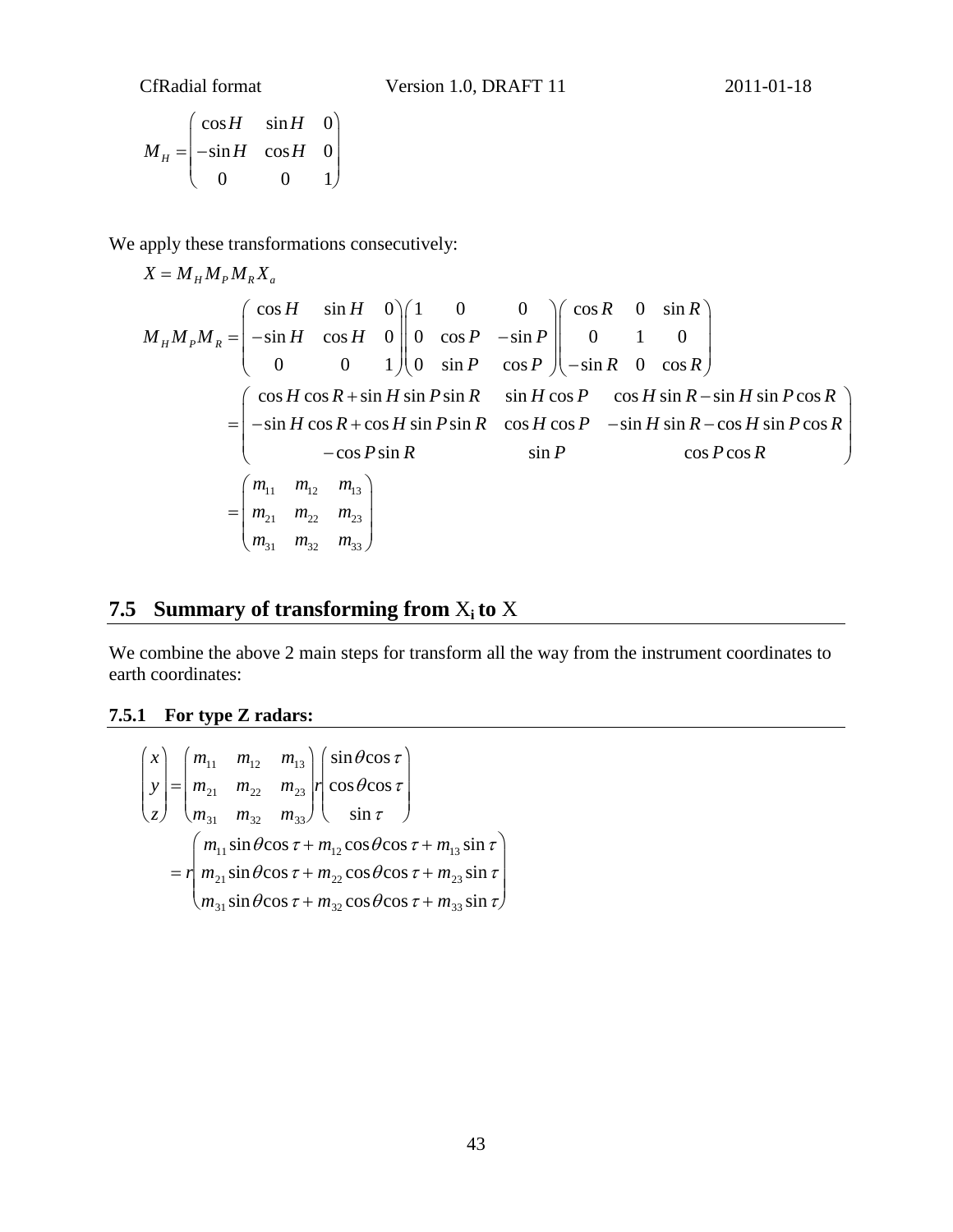$$
M_H = \begin{pmatrix} \cos H & \sin H & 0 \\ -\sin H & \cos H & 0 \\ 0 & 0 & 1 \end{pmatrix}
$$

We apply these transformations consecutively:

$$
X = M_H M_P M_R X_a
$$

$$
\begin{aligned}
M_H M_P M_R &= \begin{pmatrix} \cos H & \sin H & 0 \\ -\sin H & \cos H & 0 \\ 0 & 0 & 1 \end{pmatrix} \begin{pmatrix} 1 & 0 & 0 \\ 0 & \cos P & -\sin P \\ 0 & \sin P & \cos P \end{pmatrix} \begin{pmatrix} \cos R & 0 & \sin R \\ 0 & 1 & 0 \\ -\sin R & 0 & \cos R \end{pmatrix} \\
&= \begin{pmatrix} \cos H \cos R + \sin H \sin P \sin R & \sin H \cos P & \cos H \sin R - \sin H \sin P \cos R \\ -\sin H \cos R + \cos H \sin P \sin R & \cos H \cos P & -\sin H \sin R - \cos H \sin P \cos R \\ -\cos P \sin R & \sin P & \cos P \cos R \end{pmatrix} \\
&= \begin{pmatrix} m_{11} & m_{12} & m_{13} \\ m_{21} & m_{22} & m_{23} \\ m_{31} & m_{32} & m_{33} \end{pmatrix}
\end{aligned}
$$

## 7.5 Summary of transforming from $X_i$ to X

We combine the above 2 main steps for transform all the way from the instrument coordinates to earth coordinates:

### 7.5.1 For type Z radars:

$$
\begin{aligned}
\begin{pmatrix} x \\ y \\ z \end{pmatrix} &= \begin{pmatrix} m_{11} & m_{12} & m_{13} \\ m_{21} & m_{22} & m_{23} \\ m_{31} & m_{32} & m_{33} \end{pmatrix} r \begin{pmatrix} \sin\theta \cos\tau \\ \cos\theta \cos\tau \\ \sin\tau \end{pmatrix} \\
&= r \begin{pmatrix} m_{11} \sin\theta \cos\tau + m_{12} \cos\theta \cos\tau + m_{13} \sin\tau \\ m_{21} \sin\theta \cos\tau + m_{22} \cos\theta \cos\tau + m_{23} \sin\tau \\ m_{31} \sin\theta \cos\tau + m_{32} \cos\theta \cos\tau + m_{33} \sin\tau \end{pmatrix}
\end{aligned}
$$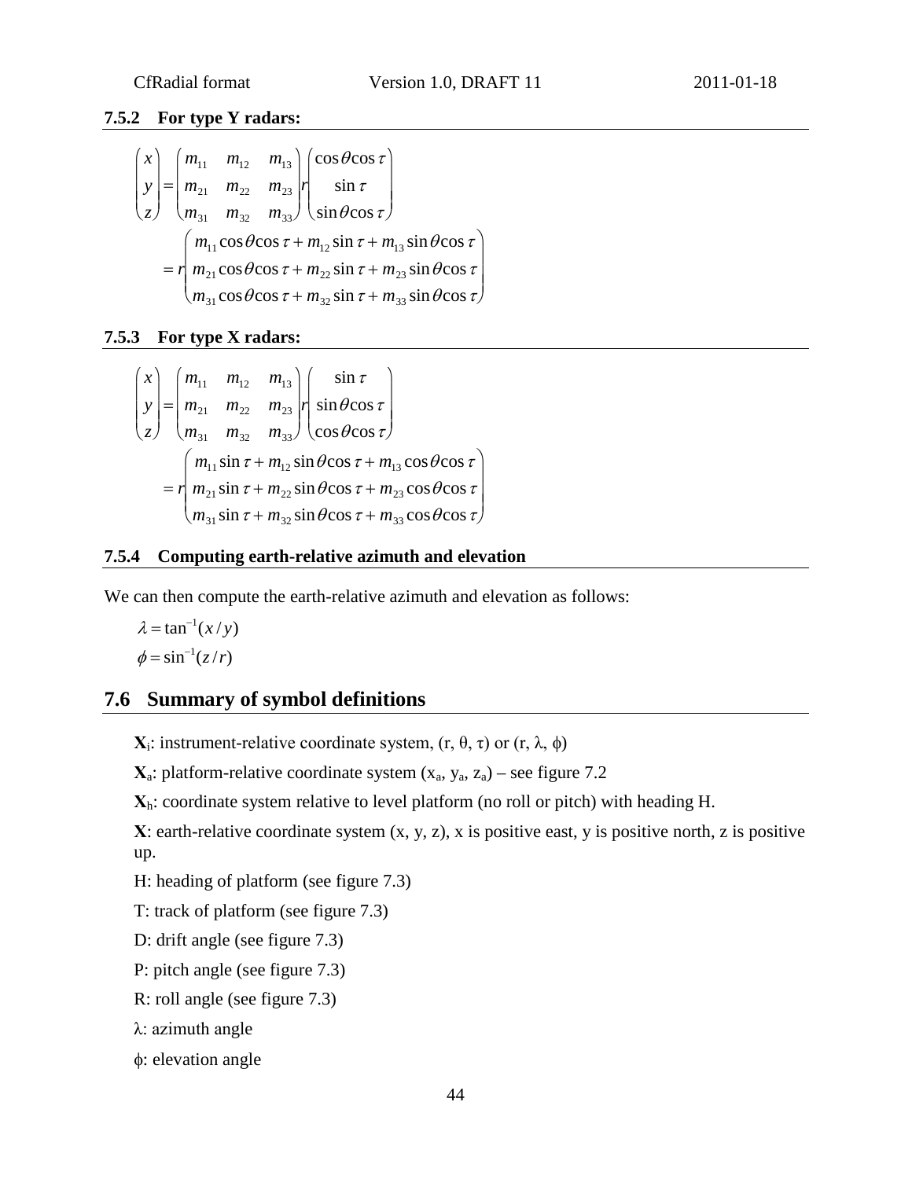### 7.5.2 For type Y radars:

$$
\begin{pmatrix} x \\ y \\ z \end{pmatrix} = \begin{pmatrix} m_{11} & m_{12} & m_{13} \\ m_{21} & m_{22} & m_{23} \\ m_{31} & m_{32} & m_{33} \end{pmatrix} r \begin{pmatrix} \cos\theta\cos\tau \\ \sin\tau \\ \sin\theta\cos\tau \end{pmatrix}
$$

$$
= r \begin{pmatrix} m_{11}\cos\theta\cos\tau + m_{12}\sin\tau + m_{13}\sin\theta\cos\tau \\ m_{21}\cos\theta\cos\tau + m_{22}\sin\tau + m_{23}\sin\theta\cos\tau \\ m_{31}\cos\theta\cos\tau + m_{32}\sin\tau + m_{33}\sin\theta\cos\tau \end{pmatrix}
$$

### 7.5.3 For type X radars:

$$
\begin{pmatrix} x \\ y \\ z \end{pmatrix} = \begin{pmatrix} m_{11} & m_{12} & m_{13} \\ m_{21} & m_{22} & m_{23} \\ m_{31} & m_{32} & m_{33} \end{pmatrix} r \begin{pmatrix} \sin\tau \\ \sin\theta\cos\tau \\ \cos\theta\cos\tau \end{pmatrix}
$$

$$
= r \begin{pmatrix} m_{11}\sin\tau + m_{12}\sin\theta\cos\tau + m_{13}\cos\theta\cos\tau \\ m_{21}\sin\tau + m_{22}\sin\theta\cos\tau + m_{23}\cos\theta\cos\tau \\ m_{31}\sin\tau + m_{32}\sin\theta\cos\tau + m_{33}\cos\theta\cos\tau \end{pmatrix}
$$

### 7.5.4 Computing earth-relative azimuth and elevation

We can then compute the earth-relative azimuth and elevation as follows:

$$
\lambda = \tan^{-1}(x / y)
$$

$$
\phi = \sin^{-1}(z / r)
$$

## 7.6 Summary of symbol definitions

$\mathbf{X}_i$: instrument-relative coordinate system, $(r, \theta, \tau)$ or $(r, \lambda, \phi)$

$\mathbf{X}_a$: platform-relative coordinate system $(x_a, y_a, z_a)$ – see figure 7.2

$\mathbf{X}_h$: coordinate system relative to level platform (no roll or pitch) with heading H.

$\mathbf{X}$: earth-relative coordinate system (x, y, z), x is positive east, y is positive north, z is positive up.

H: heading of platform (see figure 7.3)

T: track of platform (see figure 7.3)

D: drift angle (see figure 7.3)

P: pitch angle (see figure 7.3)

R: roll angle (see figure 7.3)

$\lambda$: azimuth angle

$\phi$: elevation angle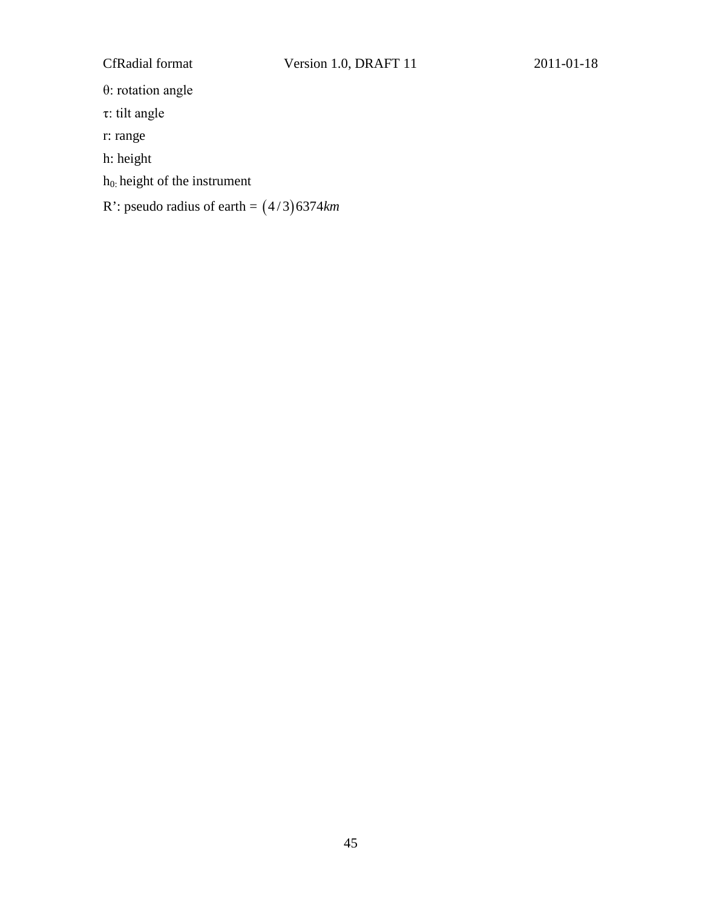$\theta$: rotation angle

$\tau$: tilt angle

r: range

h: height

$h_0$: height of the instrument

R': pseudo radius of earth = $(4/3)6374km$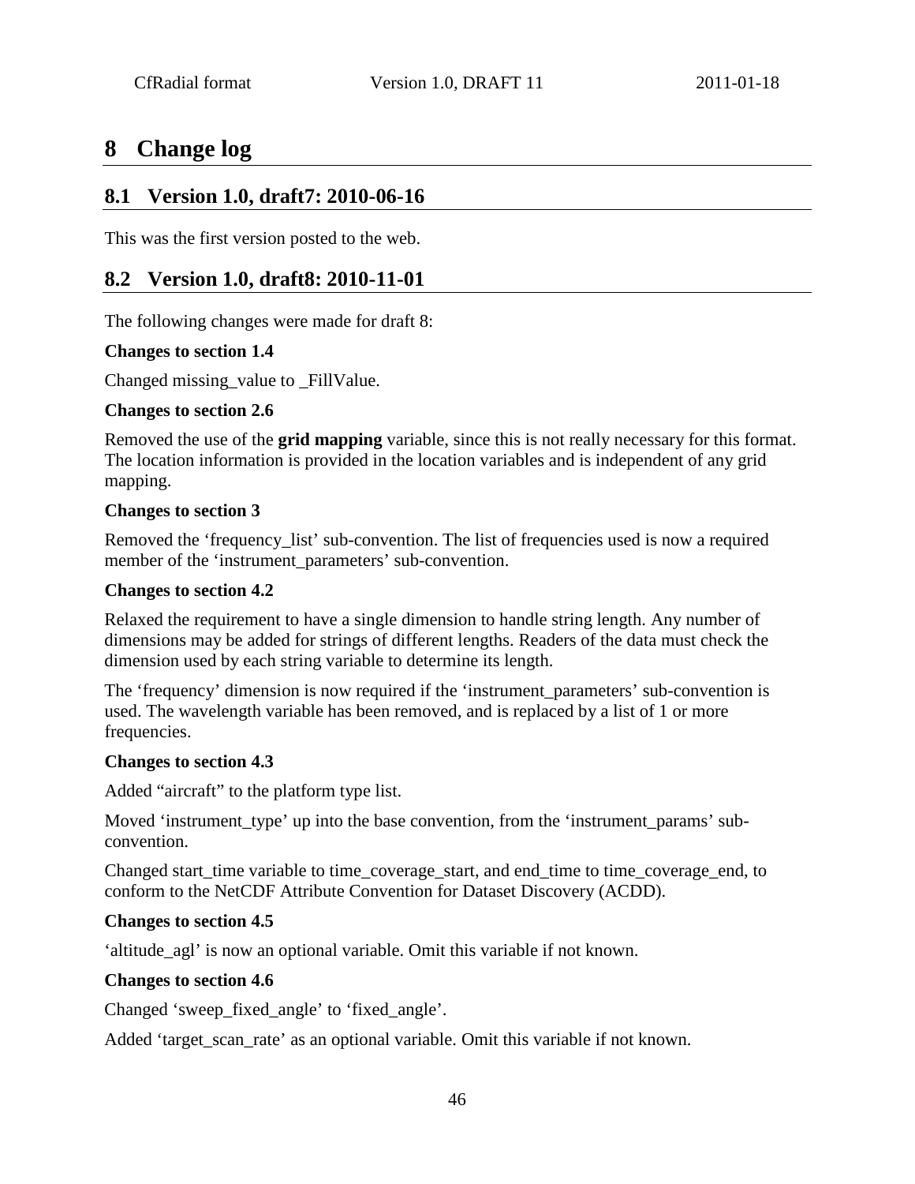# 8 Change log

## 8.1 Version 1.0, draft7: 2010-06-16

This was the first version posted to the web.

## 8.2 Version 1.0, draft8: 2010-11-01

The following changes were made for draft 8:

**Changes to section 1.4**

Changed missing_value to _FillValue.

**Changes to section 2.6**

Removed the use of the **grid mapping** variable, since this is not really necessary for this format. The location information is provided in the location variables and is independent of any grid mapping.

**Changes to section 3**

Removed the 'frequency_list' sub-convention. The list of frequencies used is now a required member of the 'instrument_parameters' sub-convention.

**Changes to section 4.2**

Relaxed the requirement to have a single dimension to handle string length. Any number of dimensions may be added for strings of different lengths. Readers of the data must check the dimension used by each string variable to determine its length.

The 'frequency' dimension is now required if the 'instrument_parameters' sub-convention is used. The wavelength variable has been removed, and is replaced by a list of 1 or more frequencies.

**Changes to section 4.3**

Added "aircraft" to the platform type list.

Moved 'instrument_type' up into the base convention, from the 'instrument_params' sub-convention.

Changed start_time variable to time_coverage_start, and end_time to time_coverage_end, to conform to the NetCDF Attribute Convention for Dataset Discovery (ACDD).

**Changes to section 4.5**

'altitude_agl' is now an optional variable. Omit this variable if not known.

**Changes to section 4.6**

Changed 'sweep_fixed_angle' to 'fixed_angle'.

Added 'target_scan_rate' as an optional variable. Omit this variable if not known.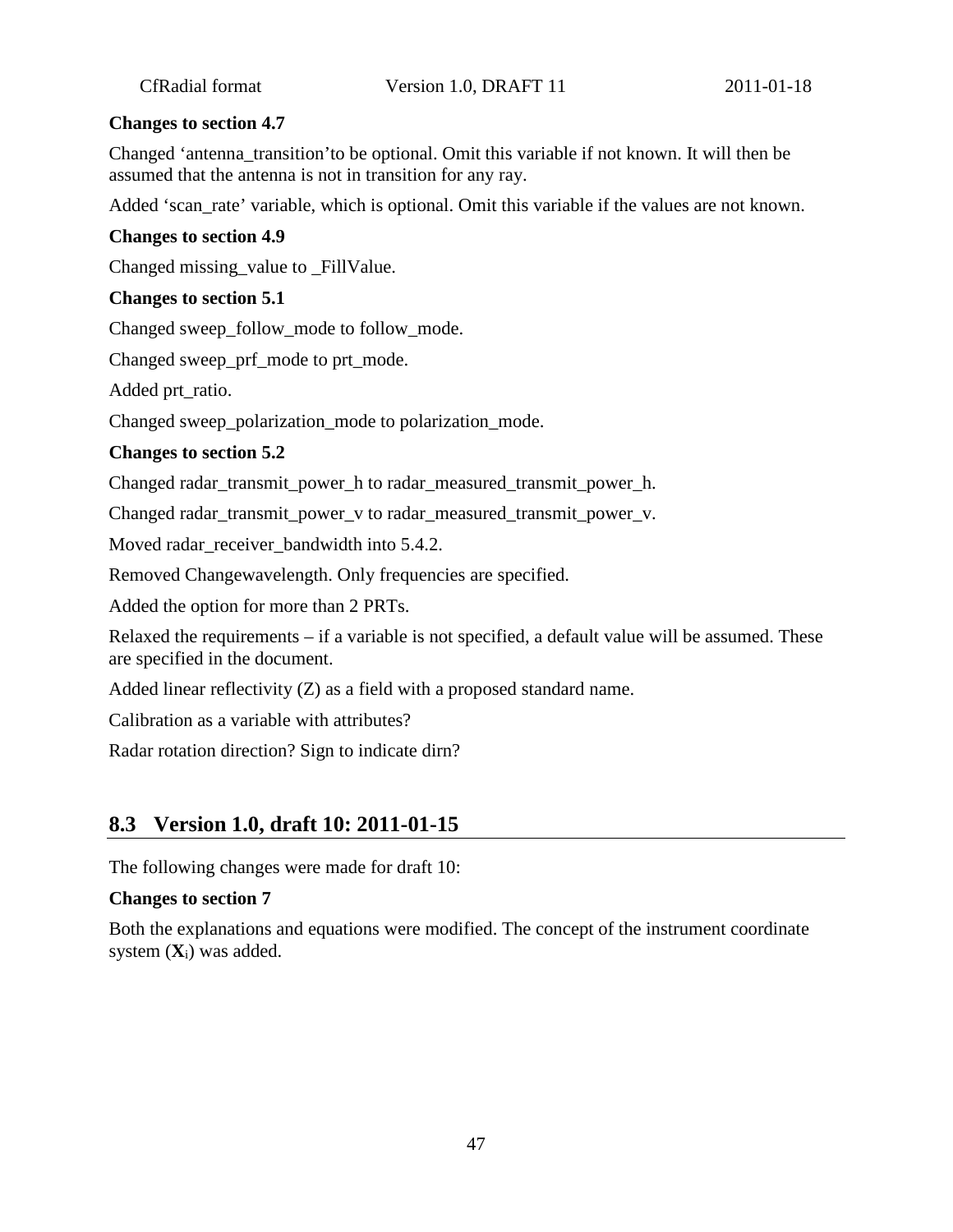**Changes to section 4.7**

Changed 'antenna_transition'to be optional. Omit this variable if not known. It will then be assumed that the antenna is not in transition for any ray.

Added 'scan_rate' variable, which is optional. Omit this variable if the values are not known.

**Changes to section 4.9**

Changed missing_value to _FillValue.

**Changes to section 5.1**

Changed sweep_follow_mode to follow_mode.

Changed sweep_prf_mode to prt_mode.

Added prt_ratio.

Changed sweep_polarization_mode to polarization_mode.

**Changes to section 5.2**

Changed radar_transmit_power_h to radar_measured_transmit_power_h.

Changed radar_transmit_power_v to radar_measured_transmit_power_v.

Moved radar_receiver_bandwidth into 5.4.2.

Removed Changewavelength. Only frequencies are specified.

Added the option for more than 2 PRTs.

Relaxed the requirements – if a variable is not specified, a default value will be assumed. These are specified in the document.

Added linear reflectivity (Z) as a field with a proposed standard name.

Calibration as a variable with attributes?

Radar rotation direction? Sign to indicate dirn?

## 8.3 Version 1.0, draft 10: 2011-01-15

The following changes were made for draft 10:

**Changes to section 7**

Both the explanations and equations were modified. The concept of the instrument coordinate system ($\mathbf{X}_i$) was added.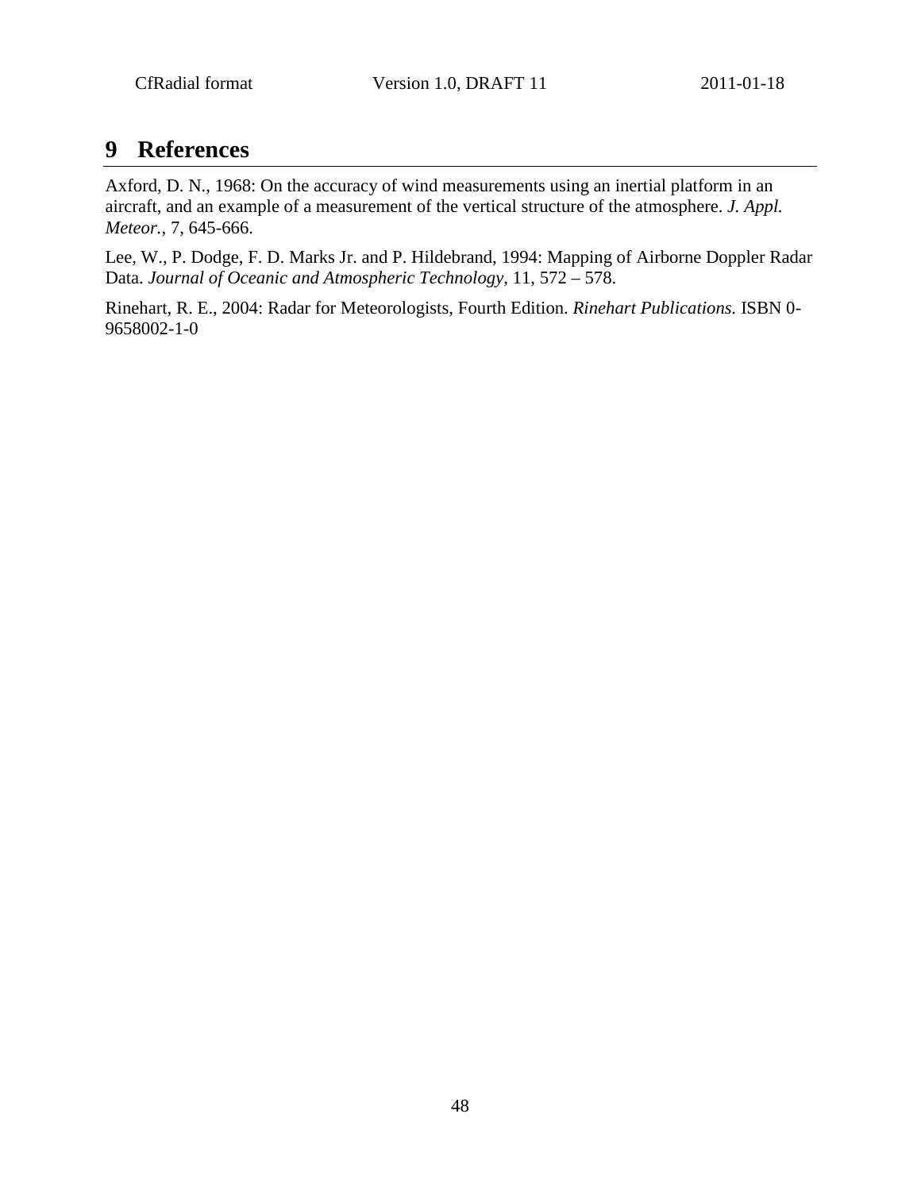# 9 References

Axford, D. N., 1968: On the accuracy of wind measurements using an inertial platform in an aircraft, and an example of a measurement of the vertical structure of the atmosphere. *J. Appl. Meteor.*, 7, 645-666.

Lee, W., P. Dodge, F. D. Marks Jr. and P. Hildebrand, 1994: Mapping of Airborne Doppler Radar Data. *Journal of Oceanic and Atmospheric Technology*, 11, 572 – 578.

Rinehart, R. E., 2004: Radar for Meteorologists, Fourth Edition. *Rinehart Publications.* ISBN 0-9658002-1-0